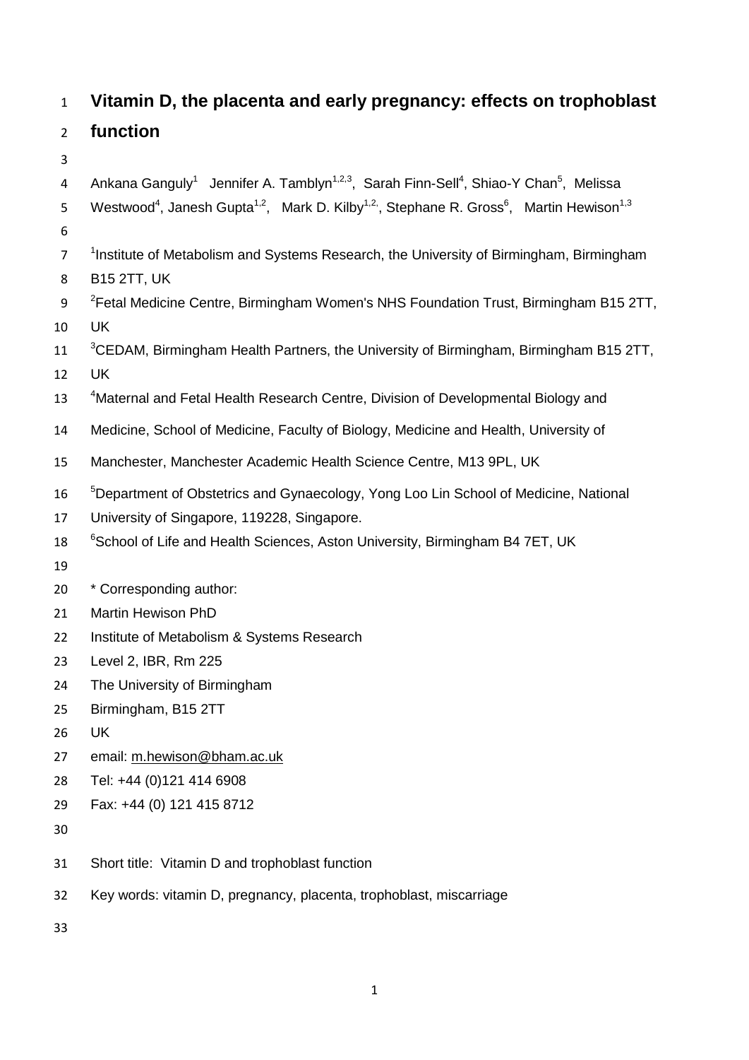# Vitamin D, the placenta and early pregnancy: effects on trophoblast function

Ankana Ganguly[1] Jennifer A. Tamblyn[1,2,3], Sarah Finn-Sell[4], Shiao-Y Chan[5], Melissa Westwood[4], Janesh Gupta[1,2], Mark D. Kilby[1,2,], Stephane R. Gross[6], Martin Hewison[1,3]

[1]Institute of Metabolism and Systems Research, the University of Birmingham, Birmingham B15 2TT, UK

[2]Fetal Medicine Centre, Birmingham Women's NHS Foundation Trust, Birmingham B15 2TT, UK

[3]CEDAM, Birmingham Health Partners, the University of Birmingham, Birmingham B15 2TT, UK

[4]Maternal and Fetal Health Research Centre, Division of Developmental Biology and Medicine, School of Medicine, Faculty of Biology, Medicine and Health, University of Manchester, Manchester Academic Health Science Centre, M13 9PL, UK

[5]Department of Obstetrics and Gynaecology, Yong Loo Lin School of Medicine, National University of Singapore, 119228, Singapore.

[6]School of Life and Health Sciences, Aston University, Birmingham B4 7ET, UK

\* Corresponding author:
Martin Hewison PhD
Institute of Metabolism & Systems Research
Level 2, IBR, Rm 225
The University of Birmingham
Birmingham, B15 2TT
UK
email: m.hewison@bham.ac.uk
Tel: +44 (0)121 414 6908
Fax: +44 (0) 121 415 8712

Short title: Vitamin D and trophoblast function

Key words: vitamin D, pregnancy, placenta, trophoblast, miscarriage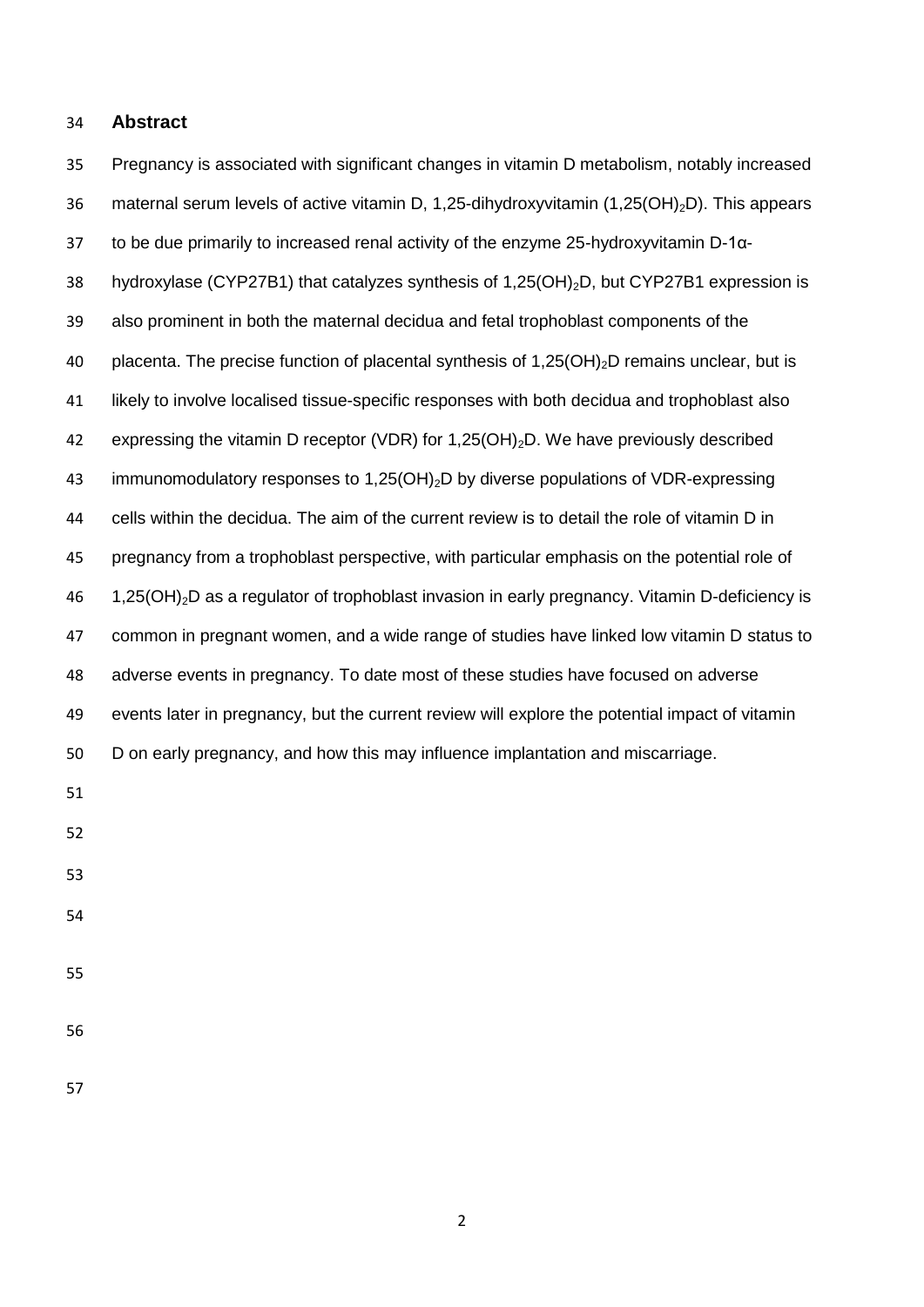## Abstract

Pregnancy is associated with significant changes in vitamin D metabolism, notably increased maternal serum levels of active vitamin D, 1,25-dihydroxyvitamin ($1,25(OH)_2D$). This appears to be due primarily to increased renal activity of the enzyme 25-hydroxyvitamin D-1α-hydroxylase (CYP27B1) that catalyzes synthesis of $1,25(OH)_2D$, but CYP27B1 expression is also prominent in both the maternal decidua and fetal trophoblast components of the placenta. The precise function of placental synthesis of $1,25(OH)_2D$ remains unclear, but is likely to involve localised tissue-specific responses with both decidua and trophoblast also expressing the vitamin D receptor (VDR) for $1,25(OH)_2D$. We have previously described immunomodulatory responses to $1,25(OH)_2D$ by diverse populations of VDR-expressing cells within the decidua. The aim of the current review is to detail the role of vitamin D in pregnancy from a trophoblast perspective, with particular emphasis on the potential role of $1,25(OH)_2D$ as a regulator of trophoblast invasion in early pregnancy. Vitamin D-deficiency is common in pregnant women, and a wide range of studies have linked low vitamin D status to adverse events in pregnancy. To date most of these studies have focused on adverse events later in pregnancy, but the current review will explore the potential impact of vitamin D on early pregnancy, and how this may influence implantation and miscarriage.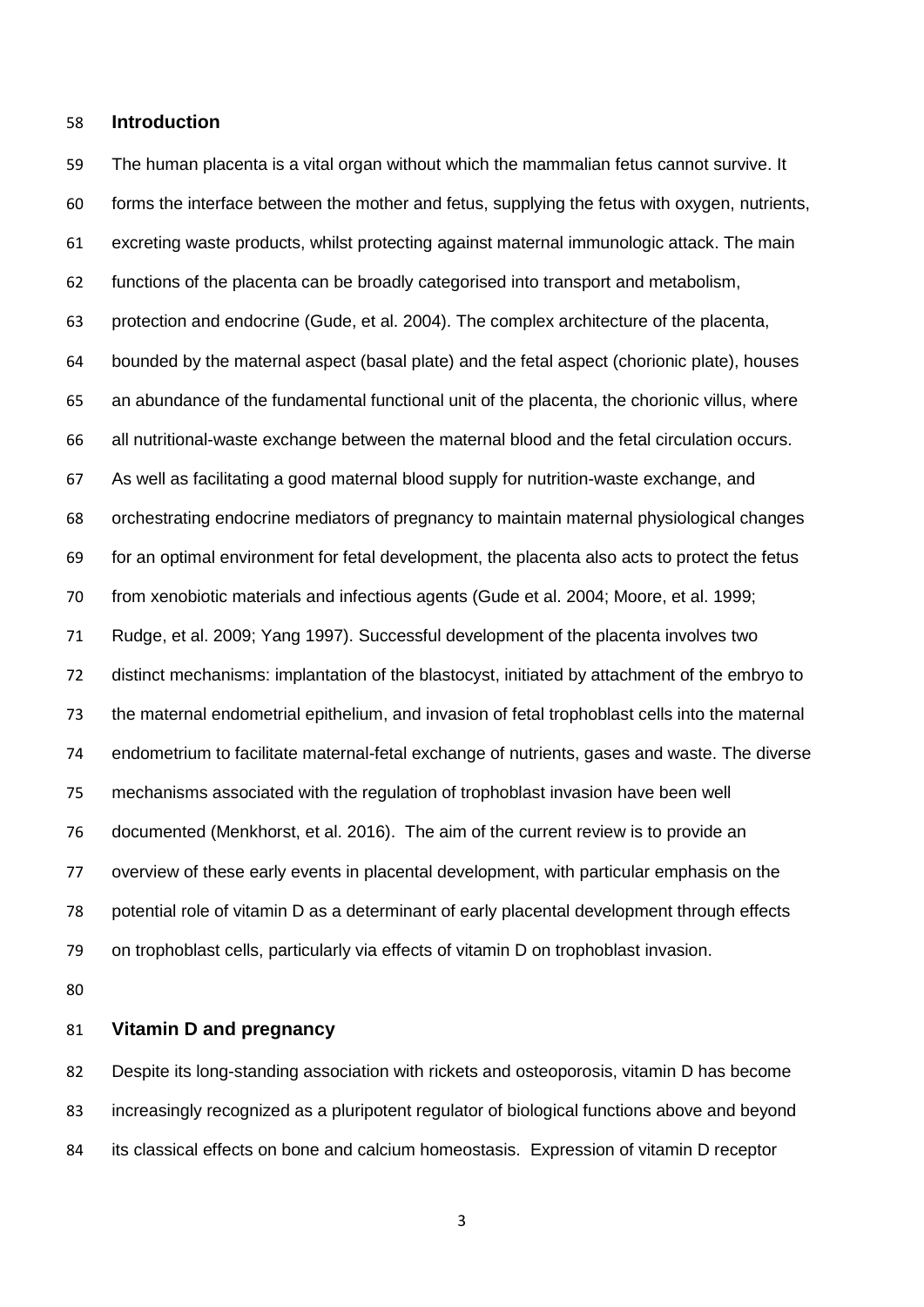## Introduction

The human placenta is a vital organ without which the mammalian fetus cannot survive. It forms the interface between the mother and fetus, supplying the fetus with oxygen, nutrients, excreting waste products, whilst protecting against maternal immunologic attack. The main functions of the placenta can be broadly categorised into transport and metabolism, protection and endocrine (Gude, et al. 2004). The complex architecture of the placenta, bounded by the maternal aspect (basal plate) and the fetal aspect (chorionic plate), houses an abundance of the fundamental functional unit of the placenta, the chorionic villus, where all nutritional-waste exchange between the maternal blood and the fetal circulation occurs. As well as facilitating a good maternal blood supply for nutrition-waste exchange, and orchestrating endocrine mediators of pregnancy to maintain maternal physiological changes for an optimal environment for fetal development, the placenta also acts to protect the fetus from xenobiotic materials and infectious agents (Gude et al. 2004; Moore, et al. 1999; Rudge, et al. 2009; Yang 1997). Successful development of the placenta involves two distinct mechanisms: implantation of the blastocyst, initiated by attachment of the embryo to the maternal endometrial epithelium, and invasion of fetal trophoblast cells into the maternal endometrium to facilitate maternal-fetal exchange of nutrients, gases and waste. The diverse mechanisms associated with the regulation of trophoblast invasion have been well documented (Menkhorst, et al. 2016). The aim of the current review is to provide an overview of these early events in placental development, with particular emphasis on the potential role of vitamin D as a determinant of early placental development through effects on trophoblast cells, particularly via effects of vitamin D on trophoblast invasion.

## Vitamin D and pregnancy

Despite its long-standing association with rickets and osteoporosis, vitamin D has become increasingly recognized as a pluripotent regulator of biological functions above and beyond its classical effects on bone and calcium homeostasis. Expression of vitamin D receptor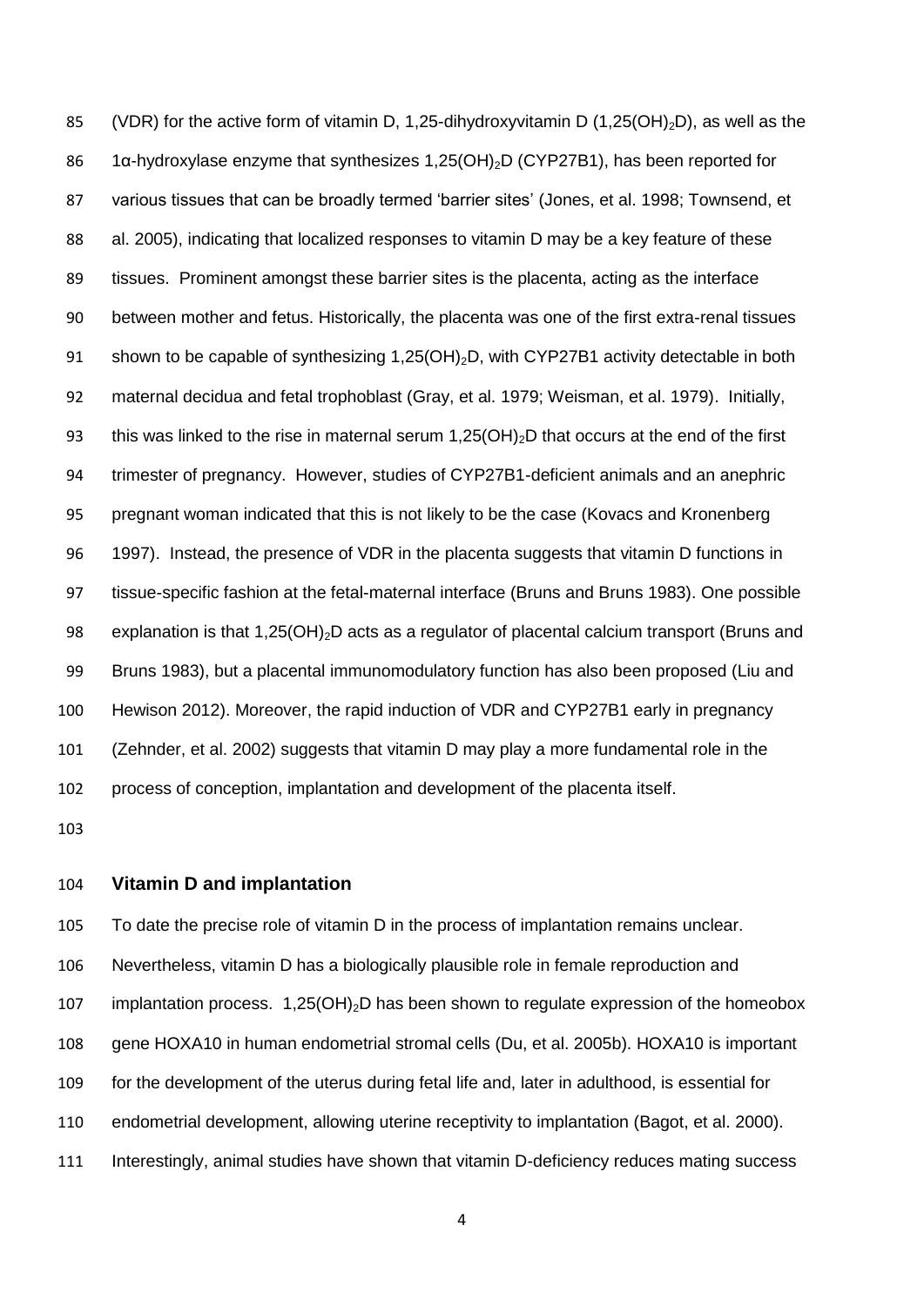(VDR) for the active form of vitamin D, 1,25-dihydroxyvitamin D ($1,25(OH)_2D$), as well as the 1α-hydroxylase enzyme that synthesizes $1,25(OH)_2D$ (CYP27B1), has been reported for various tissues that can be broadly termed 'barrier sites' (Jones, et al. 1998; Townsend, et al. 2005), indicating that localized responses to vitamin D may be a key feature of these tissues. Prominent amongst these barrier sites is the placenta, acting as the interface between mother and fetus. Historically, the placenta was one of the first extra-renal tissues shown to be capable of synthesizing $1,25(OH)_2D$, with CYP27B1 activity detectable in both maternal decidua and fetal trophoblast (Gray, et al. 1979; Weisman, et al. 1979). Initially, this was linked to the rise in maternal serum $1,25(OH)_2D$ that occurs at the end of the first trimester of pregnancy. However, studies of CYP27B1-deficient animals and an anephric pregnant woman indicated that this is not likely to be the case (Kovacs and Kronenberg 1997). Instead, the presence of VDR in the placenta suggests that vitamin D functions in tissue-specific fashion at the fetal-maternal interface (Bruns and Bruns 1983). One possible explanation is that $1,25(OH)_2D$ acts as a regulator of placental calcium transport (Bruns and Bruns 1983), but a placental immunomodulatory function has also been proposed (Liu and Hewison 2012). Moreover, the rapid induction of VDR and CYP27B1 early in pregnancy (Zehnder, et al. 2002) suggests that vitamin D may play a more fundamental role in the process of conception, implantation and development of the placenta itself.

## Vitamin D and implantation

To date the precise role of vitamin D in the process of implantation remains unclear. Nevertheless, vitamin D has a biologically plausible role in female reproduction and implantation process. $1,25(OH)_2D$ has been shown to regulate expression of the homeobox gene HOXA10 in human endometrial stromal cells (Du, et al. 2005b). HOXA10 is important for the development of the uterus during fetal life and, later in adulthood, is essential for endometrial development, allowing uterine receptivity to implantation (Bagot, et al. 2000). Interestingly, animal studies have shown that vitamin D-deficiency reduces mating success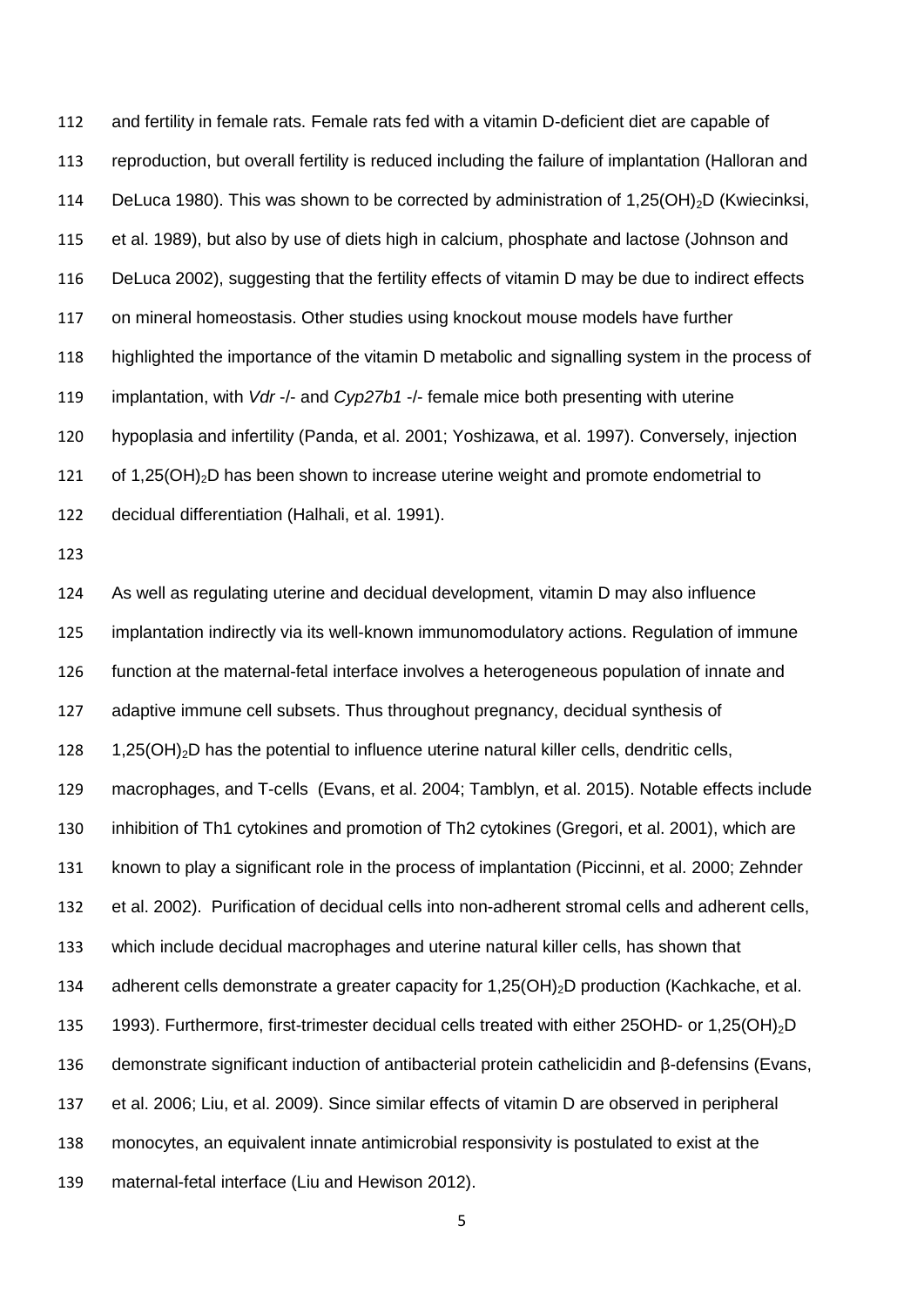and fertility in female rats. Female rats fed with a vitamin D-deficient diet are capable of reproduction, but overall fertility is reduced including the failure of implantation (Halloran and DeLuca 1980). This was shown to be corrected by administration of $1,25(OH)_2D$ (Kwiecinksi, et al. 1989), but also by use of diets high in calcium, phosphate and lactose (Johnson and DeLuca 2002), suggesting that the fertility effects of vitamin D may be due to indirect effects on mineral homeostasis. Other studies using knockout mouse models have further highlighted the importance of the vitamin D metabolic and signalling system in the process of implantation, with *Vdr* -/- and *Cyp27b1* -/- female mice both presenting with uterine hypoplasia and infertility (Panda, et al. 2001; Yoshizawa, et al. 1997). Conversely, injection of $1,25(OH)_2D$ has been shown to increase uterine weight and promote endometrial to decidual differentiation (Halhali, et al. 1991).

As well as regulating uterine and decidual development, vitamin D may also influence implantation indirectly via its well-known immunomodulatory actions. Regulation of immune function at the maternal-fetal interface involves a heterogeneous population of innate and adaptive immune cell subsets. Thus throughout pregnancy, decidual synthesis of $1,25(OH)_2D$ has the potential to influence uterine natural killer cells, dendritic cells, macrophages, and T-cells (Evans, et al. 2004; Tamblyn, et al. 2015). Notable effects include inhibition of Th1 cytokines and promotion of Th2 cytokines (Gregori, et al. 2001), which are known to play a significant role in the process of implantation (Piccinni, et al. 2000; Zehnder et al. 2002). Purification of decidual cells into non-adherent stromal cells and adherent cells, which include decidual macrophages and uterine natural killer cells, has shown that adherent cells demonstrate a greater capacity for $1,25(OH)_2D$ production (Kachkache, et al. 1993). Furthermore, first-trimester decidual cells treated with either 25OHD- or $1,25(OH)_2D$ demonstrate significant induction of antibacterial protein cathelicidin and β-defensins (Evans, et al. 2006; Liu, et al. 2009). Since similar effects of vitamin D are observed in peripheral monocytes, an equivalent innate antimicrobial responsivity is postulated to exist at the maternal-fetal interface (Liu and Hewison 2012).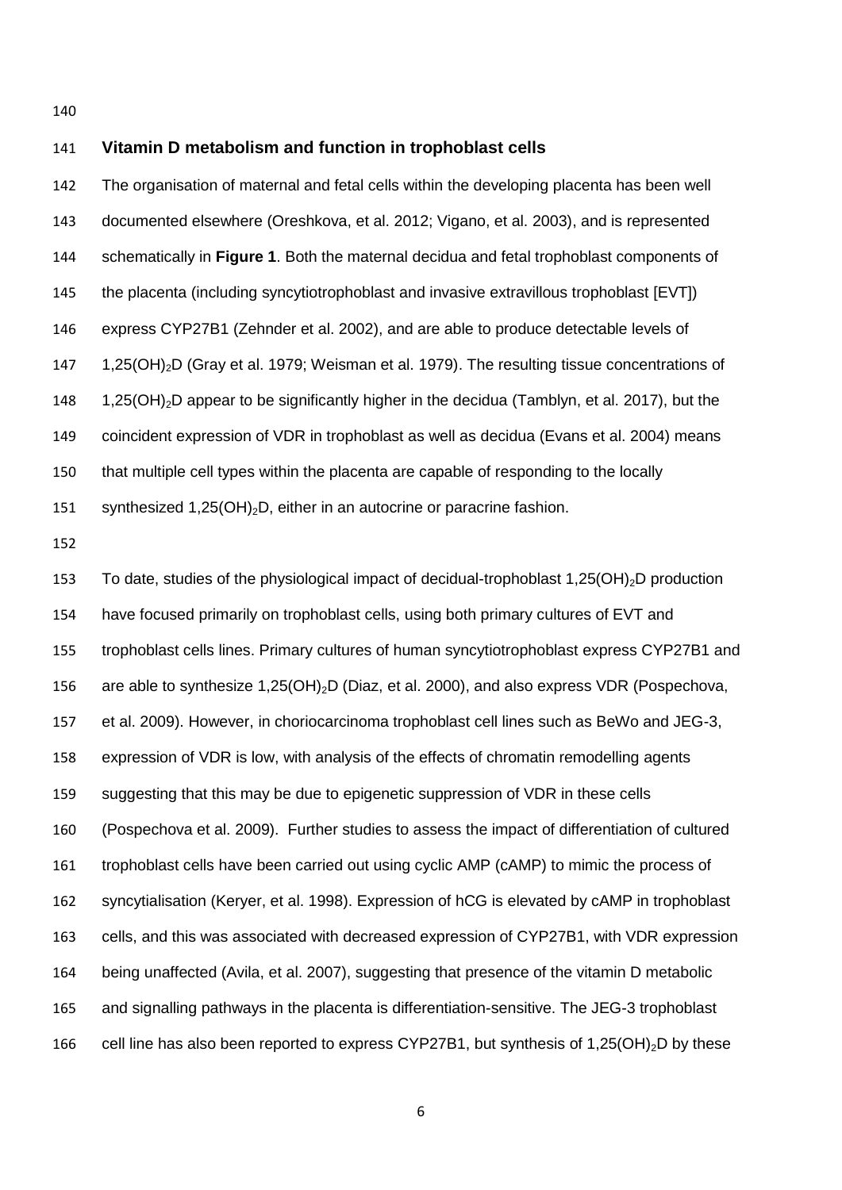## Vitamin D metabolism and function in trophoblast cells

The organisation of maternal and fetal cells within the developing placenta has been well documented elsewhere (Oreshkova, et al. 2012; Vigano, et al. 2003), and is represented schematically in **Figure 1**. Both the maternal decidua and fetal trophoblast components of the placenta (including syncytiotrophoblast and invasive extravillous trophoblast [EVT]) express CYP27B1 (Zehnder et al. 2002), and are able to produce detectable levels of 1,25(OH)$_2$D (Gray et al. 1979; Weisman et al. 1979). The resulting tissue concentrations of 1,25(OH)$_2$D appear to be significantly higher in the decidua (Tamblyn, et al. 2017), but the coincident expression of VDR in trophoblast as well as decidua (Evans et al. 2004) means that multiple cell types within the placenta are capable of responding to the locally synthesized 1,25(OH)$_2$D, either in an autocrine or paracrine fashion.

To date, studies of the physiological impact of decidual-trophoblast 1,25(OH)$_2$D production have focused primarily on trophoblast cells, using both primary cultures of EVT and trophoblast cells lines. Primary cultures of human syncytiotrophoblast express CYP27B1 and are able to synthesize 1,25(OH)$_2$D (Diaz, et al. 2000), and also express VDR (Pospechova, et al. 2009). However, in choriocarcinoma trophoblast cell lines such as BeWo and JEG-3, expression of VDR is low, with analysis of the effects of chromatin remodelling agents suggesting that this may be due to epigenetic suppression of VDR in these cells (Pospechova et al. 2009). Further studies to assess the impact of differentiation of cultured trophoblast cells have been carried out using cyclic AMP (cAMP) to mimic the process of syncytialisation (Keryer, et al. 1998). Expression of hCG is elevated by cAMP in trophoblast cells, and this was associated with decreased expression of CYP27B1, with VDR expression being unaffected (Avila, et al. 2007), suggesting that presence of the vitamin D metabolic and signalling pathways in the placenta is differentiation-sensitive. The JEG-3 trophoblast cell line has also been reported to express CYP27B1, but synthesis of 1,25(OH)$_2$D by these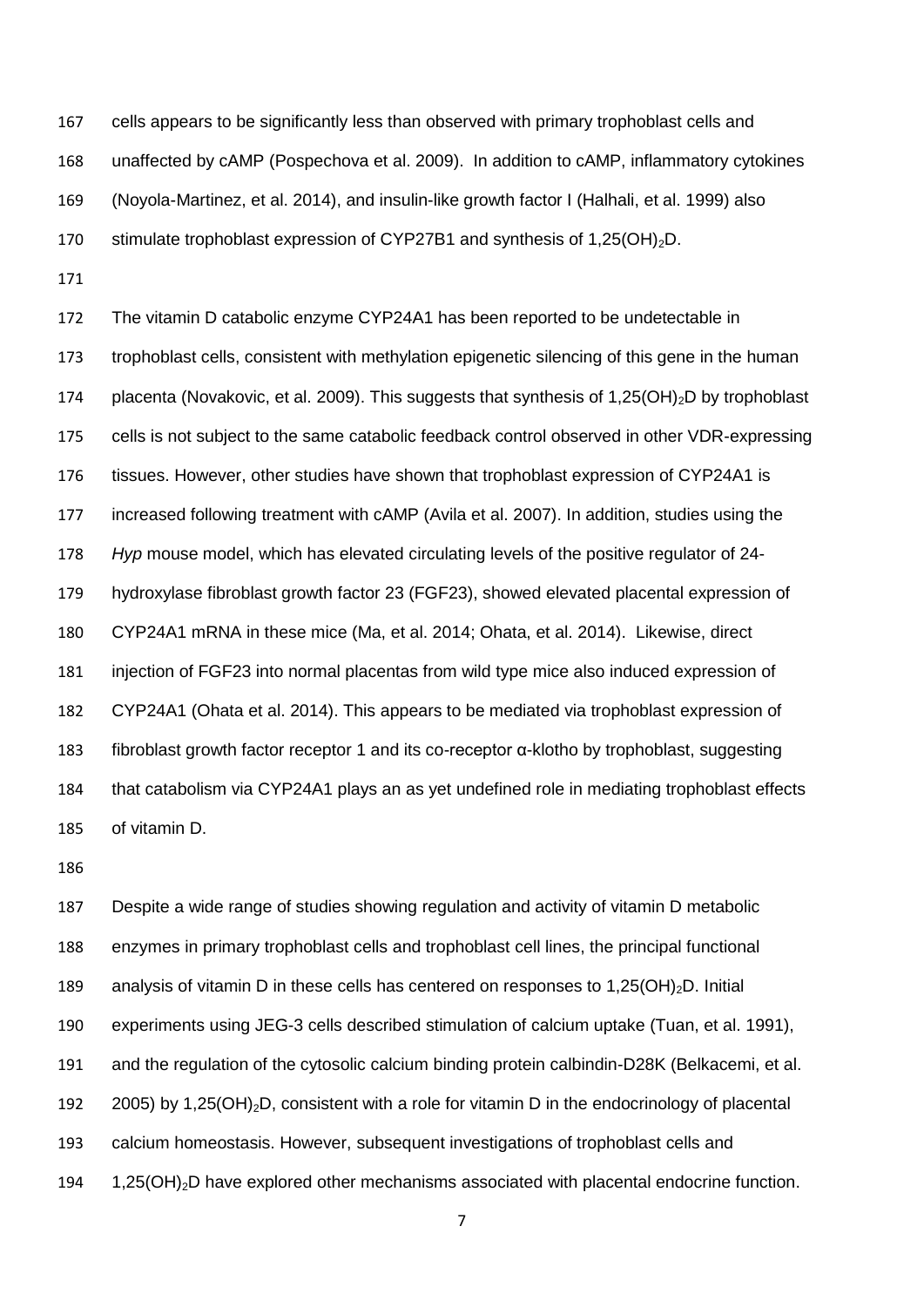cells appears to be significantly less than observed with primary trophoblast cells and unaffected by cAMP (Pospechova et al. 2009). In addition to cAMP, inflammatory cytokines (Noyola-Martinez, et al. 2014), and insulin-like growth factor I (Halhali, et al. 1999) also stimulate trophoblast expression of CYP27B1 and synthesis of $1,25(OH)_2D$.

The vitamin D catabolic enzyme CYP24A1 has been reported to be undetectable in trophoblast cells, consistent with methylation epigenetic silencing of this gene in the human placenta (Novakovic, et al. 2009). This suggests that synthesis of $1,25(OH)_2D$ by trophoblast cells is not subject to the same catabolic feedback control observed in other VDR-expressing tissues. However, other studies have shown that trophoblast expression of CYP24A1 is increased following treatment with cAMP (Avila et al. 2007). In addition, studies using the *Hyp* mouse model, which has elevated circulating levels of the positive regulator of 24-hydroxylase fibroblast growth factor 23 (FGF23), showed elevated placental expression of CYP24A1 mRNA in these mice (Ma, et al. 2014; Ohata, et al. 2014). Likewise, direct injection of FGF23 into normal placentas from wild type mice also induced expression of CYP24A1 (Ohata et al. 2014). This appears to be mediated via trophoblast expression of fibroblast growth factor receptor 1 and its co-receptor α-klotho by trophoblast, suggesting that catabolism via CYP24A1 plays an as yet undefined role in mediating trophoblast effects of vitamin D.

Despite a wide range of studies showing regulation and activity of vitamin D metabolic enzymes in primary trophoblast cells and trophoblast cell lines, the principal functional analysis of vitamin D in these cells has centered on responses to $1,25(OH)_2D$. Initial experiments using JEG-3 cells described stimulation of calcium uptake (Tuan, et al. 1991), and the regulation of the cytosolic calcium binding protein calbindin-D28K (Belkacemi, et al. 2005) by $1,25(OH)_2D$, consistent with a role for vitamin D in the endocrinology of placental calcium homeostasis. However, subsequent investigations of trophoblast cells and $1,25(OH)_2D$ have explored other mechanisms associated with placental endocrine function.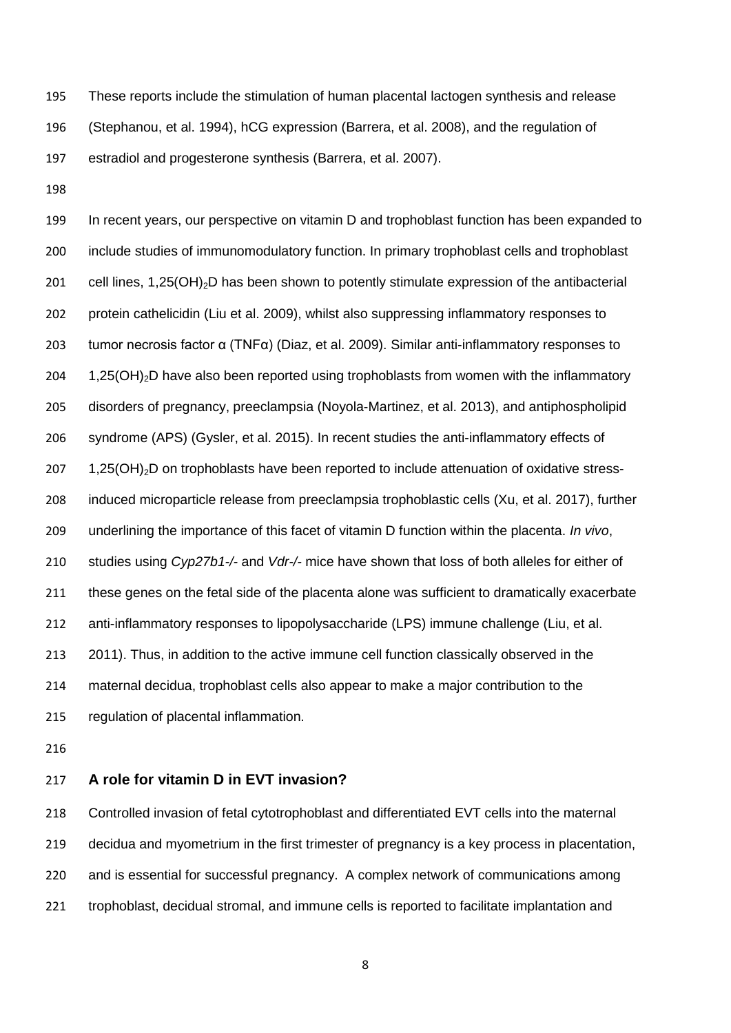These reports include the stimulation of human placental lactogen synthesis and release (Stephanou, et al. 1994), hCG expression (Barrera, et al. 2008), and the regulation of estradiol and progesterone synthesis (Barrera, et al. 2007).

In recent years, our perspective on vitamin D and trophoblast function has been expanded to include studies of immunomodulatory function. In primary trophoblast cells and trophoblast cell lines, $1,25(OH)_2D$ has been shown to potently stimulate expression of the antibacterial protein cathelicidin (Liu et al. 2009), whilst also suppressing inflammatory responses to tumor necrosis factor α (TNFα) (Diaz, et al. 2009). Similar anti-inflammatory responses to $1,25(OH)_2D$ have also been reported using trophoblasts from women with the inflammatory disorders of pregnancy, preeclampsia (Noyola-Martinez, et al. 2013), and antiphospholipid syndrome (APS) (Gysler, et al. 2015). In recent studies the anti-inflammatory effects of $1,25(OH)_2D$ on trophoblasts have been reported to include attenuation of oxidative stress-induced microparticle release from preeclampsia trophoblastic cells (Xu, et al. 2017), further underlining the importance of this facet of vitamin D function within the placenta. *In vivo*, studies using *Cyp27b1-/-* and *Vdr-/-* mice have shown that loss of both alleles for either of these genes on the fetal side of the placenta alone was sufficient to dramatically exacerbate anti-inflammatory responses to lipopolysaccharide (LPS) immune challenge (Liu, et al. 2011). Thus, in addition to the active immune cell function classically observed in the maternal decidua, trophoblast cells also appear to make a major contribution to the regulation of placental inflammation.

## A role for vitamin D in EVT invasion?

Controlled invasion of fetal cytotrophoblast and differentiated EVT cells into the maternal decidua and myometrium in the first trimester of pregnancy is a key process in placentation, and is essential for successful pregnancy. A complex network of communications among trophoblast, decidual stromal, and immune cells is reported to facilitate implantation and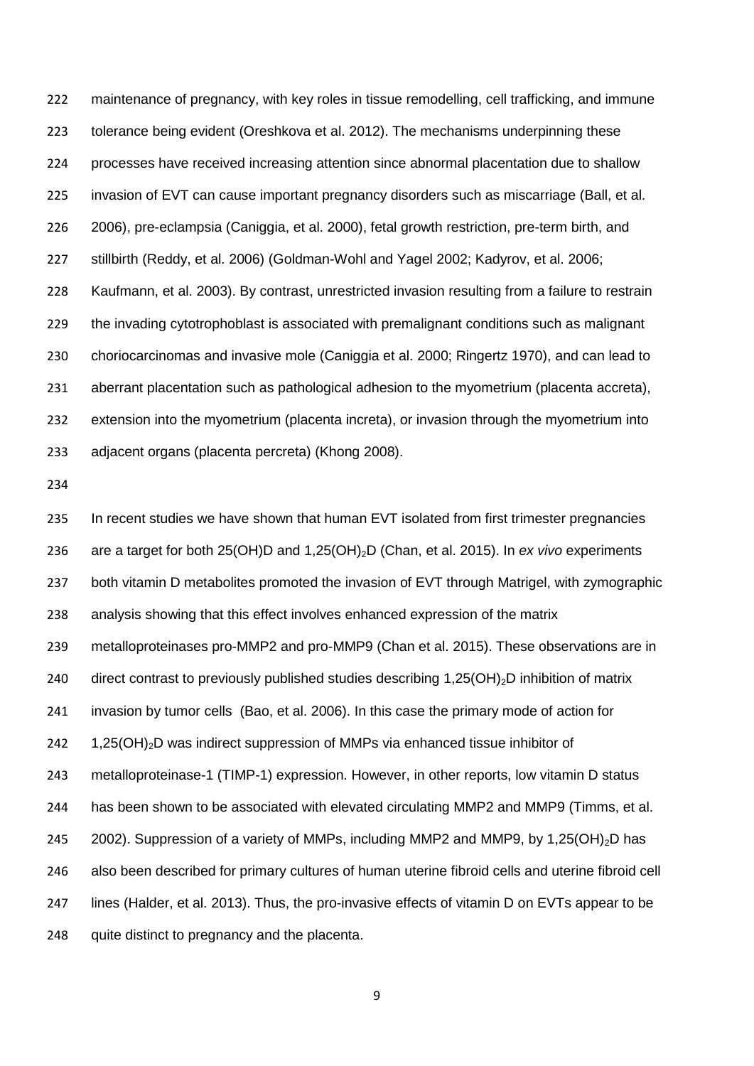maintenance of pregnancy, with key roles in tissue remodelling, cell trafficking, and immune tolerance being evident (Oreshkova et al. 2012). The mechanisms underpinning these processes have received increasing attention since abnormal placentation due to shallow invasion of EVT can cause important pregnancy disorders such as miscarriage (Ball, et al. 2006), pre-eclampsia (Caniggia, et al. 2000), fetal growth restriction, pre-term birth, and stillbirth (Reddy, et al. 2006) (Goldman-Wohl and Yagel 2002; Kadyrov, et al. 2006; Kaufmann, et al. 2003). By contrast, unrestricted invasion resulting from a failure to restrain the invading cytotrophoblast is associated with premalignant conditions such as malignant choriocarcinomas and invasive mole (Caniggia et al. 2000; Ringertz 1970), and can lead to aberrant placentation such as pathological adhesion to the myometrium (placenta accreta), extension into the myometrium (placenta increta), or invasion through the myometrium into adjacent organs (placenta percreta) (Khong 2008).

In recent studies we have shown that human EVT isolated from first trimester pregnancies are a target for both 25(OH)D and 1,25$(OH)_2$D (Chan, et al. 2015). In *ex vivo* experiments both vitamin D metabolites promoted the invasion of EVT through Matrigel, with zymographic analysis showing that this effect involves enhanced expression of the matrix metalloproteinases pro-MMP2 and pro-MMP9 (Chan et al. 2015). These observations are in direct contrast to previously published studies describing 1,25$(OH)_2$D inhibition of matrix invasion by tumor cells (Bao, et al. 2006). In this case the primary mode of action for 1,25$(OH)_2$D was indirect suppression of MMPs via enhanced tissue inhibitor of metalloproteinase-1 (TIMP-1) expression. However, in other reports, low vitamin D status has been shown to be associated with elevated circulating MMP2 and MMP9 (Timms, et al. 2002). Suppression of a variety of MMPs, including MMP2 and MMP9, by 1,25$(OH)_2$D has also been described for primary cultures of human uterine fibroid cells and uterine fibroid cell lines (Halder, et al. 2013). Thus, the pro-invasive effects of vitamin D on EVTs appear to be quite distinct to pregnancy and the placenta.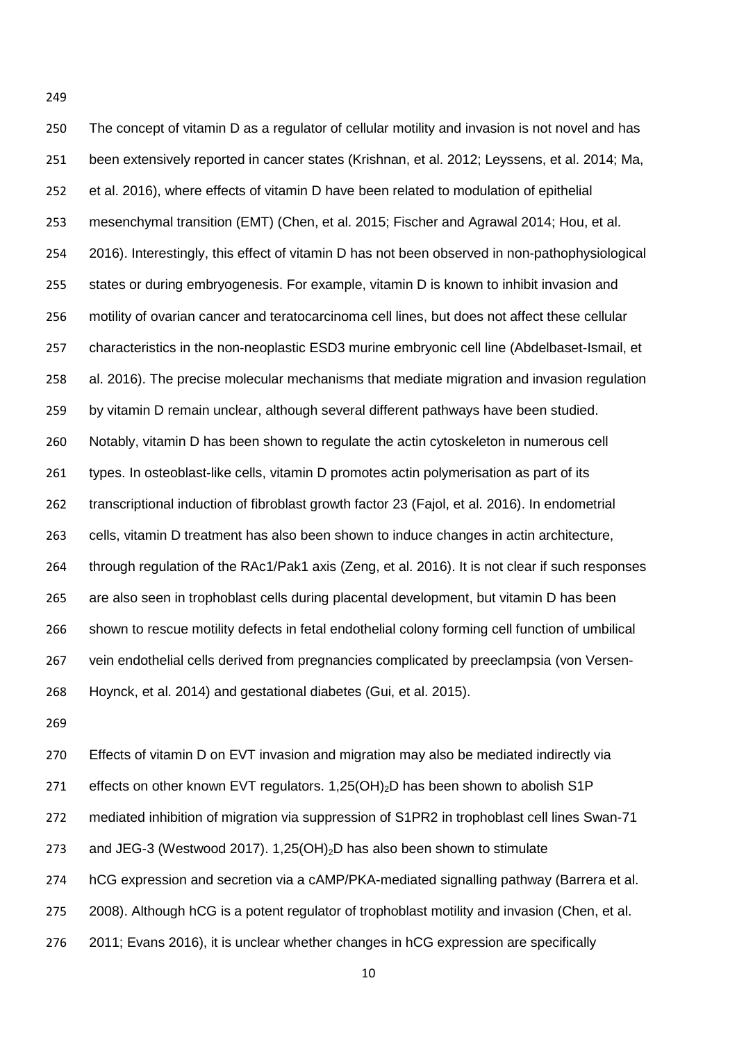The concept of vitamin D as a regulator of cellular motility and invasion is not novel and has been extensively reported in cancer states (Krishnan, et al. 2012; Leyssens, et al. 2014; Ma, et al. 2016), where effects of vitamin D have been related to modulation of epithelial mesenchymal transition (EMT) (Chen, et al. 2015; Fischer and Agrawal 2014; Hou, et al. 2016). Interestingly, this effect of vitamin D has not been observed in non-pathophysiological states or during embryogenesis. For example, vitamin D is known to inhibit invasion and motility of ovarian cancer and teratocarcinoma cell lines, but does not affect these cellular characteristics in the non-neoplastic ESD3 murine embryonic cell line (Abdelbaset-Ismail, et al. 2016). The precise molecular mechanisms that mediate migration and invasion regulation by vitamin D remain unclear, although several different pathways have been studied. Notably, vitamin D has been shown to regulate the actin cytoskeleton in numerous cell types. In osteoblast-like cells, vitamin D promotes actin polymerisation as part of its transcriptional induction of fibroblast growth factor 23 (Fajol, et al. 2016). In endometrial cells, vitamin D treatment has also been shown to induce changes in actin architecture, through regulation of the RAc1/Pak1 axis (Zeng, et al. 2016). It is not clear if such responses are also seen in trophoblast cells during placental development, but vitamin D has been shown to rescue motility defects in fetal endothelial colony forming cell function of umbilical vein endothelial cells derived from pregnancies complicated by preeclampsia (von Versen-Hoynck, et al. 2014) and gestational diabetes (Gui, et al. 2015).

Effects of vitamin D on EVT invasion and migration may also be mediated indirectly via effects on other known EVT regulators. $1,25(OH)_2D$ has been shown to abolish S1P mediated inhibition of migration via suppression of S1PR2 in trophoblast cell lines Swan-71 and JEG-3 (Westwood 2017). $1,25(OH)_2D$ has also been shown to stimulate hCG expression and secretion via a cAMP/PKA-mediated signalling pathway (Barrera et al. 2008). Although hCG is a potent regulator of trophoblast motility and invasion (Chen, et al. 2011; Evans 2016), it is unclear whether changes in hCG expression are specifically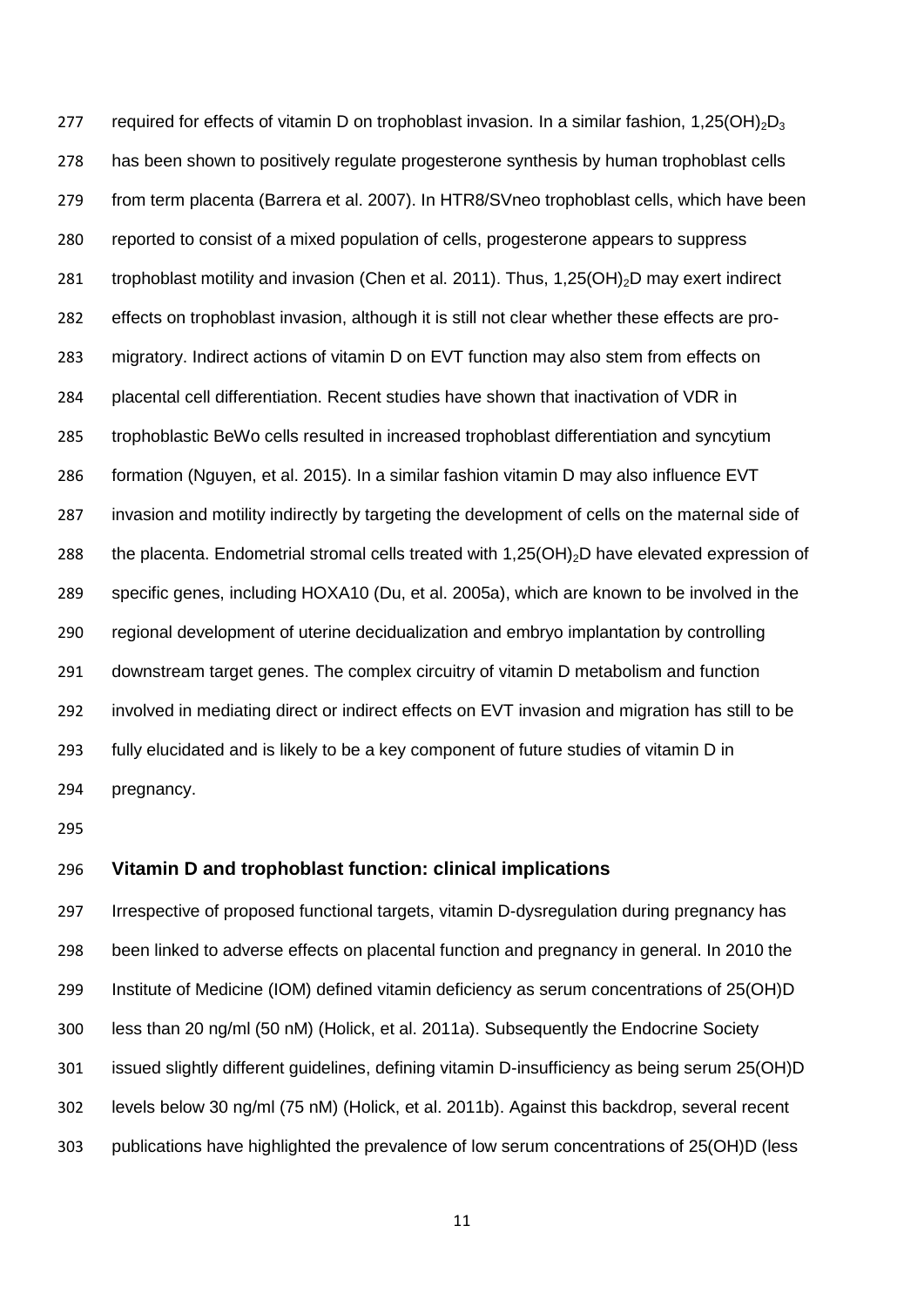required for effects of vitamin D on trophoblast invasion. In a similar fashion, $1{,}25(OH)_2D_3$ has been shown to positively regulate progesterone synthesis by human trophoblast cells from term placenta (Barrera et al. 2007). In HTR8/SVneo trophoblast cells, which have been reported to consist of a mixed population of cells, progesterone appears to suppress trophoblast motility and invasion (Chen et al. 2011). Thus, $1{,}25(OH)_2D$ may exert indirect effects on trophoblast invasion, although it is still not clear whether these effects are pro-migratory. Indirect actions of vitamin D on EVT function may also stem from effects on placental cell differentiation. Recent studies have shown that inactivation of VDR in trophoblastic BeWo cells resulted in increased trophoblast differentiation and syncytium formation (Nguyen, et al. 2015). In a similar fashion vitamin D may also influence EVT invasion and motility indirectly by targeting the development of cells on the maternal side of the placenta. Endometrial stromal cells treated with $1{,}25(OH)_2D$ have elevated expression of specific genes, including HOXA10 (Du, et al. 2005a), which are known to be involved in the regional development of uterine decidualization and embryo implantation by controlling downstream target genes. The complex circuitry of vitamin D metabolism and function involved in mediating direct or indirect effects on EVT invasion and migration has still to be fully elucidated and is likely to be a key component of future studies of vitamin D in pregnancy.

## Vitamin D and trophoblast function: clinical implications

Irrespective of proposed functional targets, vitamin D-dysregulation during pregnancy has been linked to adverse effects on placental function and pregnancy in general. In 2010 the Institute of Medicine (IOM) defined vitamin deficiency as serum concentrations of 25(OH)D less than 20 ng/ml (50 nM) (Holick, et al. 2011a). Subsequently the Endocrine Society issued slightly different guidelines, defining vitamin D-insufficiency as being serum 25(OH)D levels below 30 ng/ml (75 nM) (Holick, et al. 2011b). Against this backdrop, several recent publications have highlighted the prevalence of low serum concentrations of 25(OH)D (less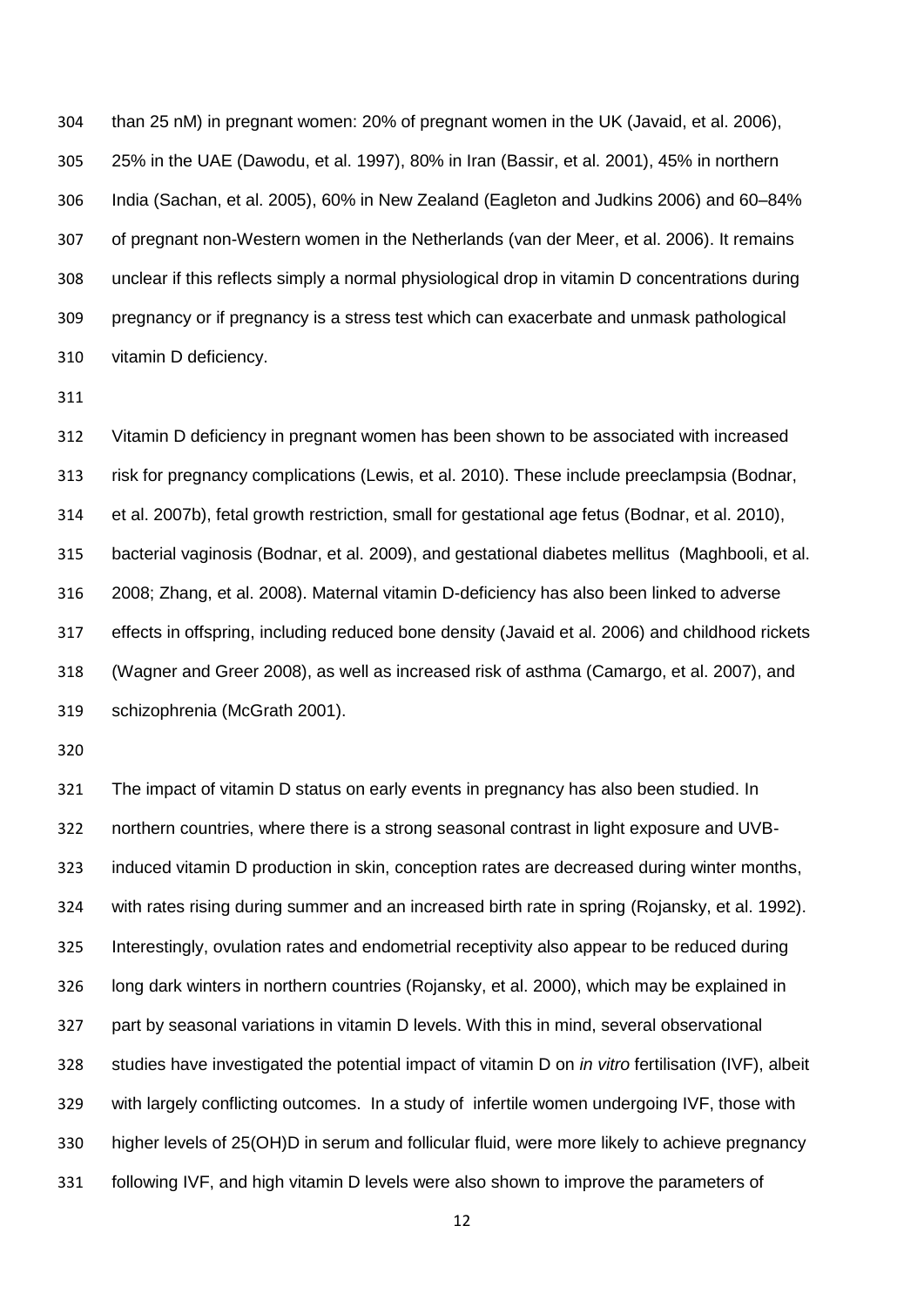than 25 nM) in pregnant women: 20% of pregnant women in the UK (Javaid, et al. 2006), 25% in the UAE (Dawodu, et al. 1997), 80% in Iran (Bassir, et al. 2001), 45% in northern India (Sachan, et al. 2005), 60% in New Zealand (Eagleton and Judkins 2006) and 60–84% of pregnant non-Western women in the Netherlands (van der Meer, et al. 2006). It remains unclear if this reflects simply a normal physiological drop in vitamin D concentrations during pregnancy or if pregnancy is a stress test which can exacerbate and unmask pathological vitamin D deficiency.

Vitamin D deficiency in pregnant women has been shown to be associated with increased risk for pregnancy complications (Lewis, et al. 2010). These include preeclampsia (Bodnar, et al. 2007b), fetal growth restriction, small for gestational age fetus (Bodnar, et al. 2010), bacterial vaginosis (Bodnar, et al. 2009), and gestational diabetes mellitus (Maghbooli, et al. 2008; Zhang, et al. 2008). Maternal vitamin D-deficiency has also been linked to adverse effects in offspring, including reduced bone density (Javaid et al. 2006) and childhood rickets (Wagner and Greer 2008), as well as increased risk of asthma (Camargo, et al. 2007), and schizophrenia (McGrath 2001).

The impact of vitamin D status on early events in pregnancy has also been studied. In northern countries, where there is a strong seasonal contrast in light exposure and UVB-induced vitamin D production in skin, conception rates are decreased during winter months, with rates rising during summer and an increased birth rate in spring (Rojansky, et al. 1992). Interestingly, ovulation rates and endometrial receptivity also appear to be reduced during long dark winters in northern countries (Rojansky, et al. 2000), which may be explained in part by seasonal variations in vitamin D levels. With this in mind, several observational studies have investigated the potential impact of vitamin D on *in vitro* fertilisation (IVF), albeit with largely conflicting outcomes. In a study of infertile women undergoing IVF, those with higher levels of 25(OH)D in serum and follicular fluid, were more likely to achieve pregnancy following IVF, and high vitamin D levels were also shown to improve the parameters of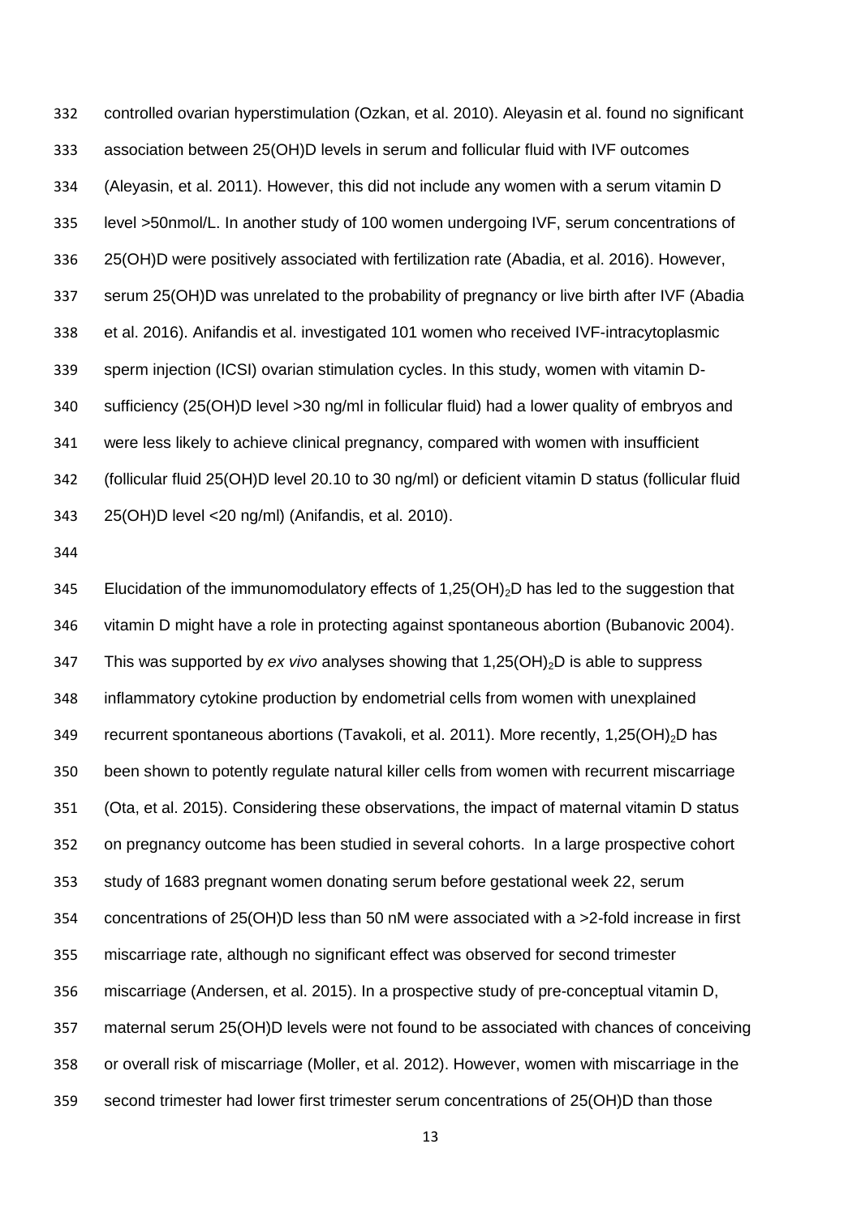controlled ovarian hyperstimulation (Ozkan, et al. 2010). Aleyasin et al. found no significant association between 25(OH)D levels in serum and follicular fluid with IVF outcomes (Aleyasin, et al. 2011). However, this did not include any women with a serum vitamin D level >50nmol/L. In another study of 100 women undergoing IVF, serum concentrations of 25(OH)D were positively associated with fertilization rate (Abadia, et al. 2016). However, serum 25(OH)D was unrelated to the probability of pregnancy or live birth after IVF (Abadia et al. 2016). Anifandis et al. investigated 101 women who received IVF-intracytoplasmic sperm injection (ICSI) ovarian stimulation cycles. In this study, women with vitamin D-sufficiency (25(OH)D level >30 ng/ml in follicular fluid) had a lower quality of embryos and were less likely to achieve clinical pregnancy, compared with women with insufficient (follicular fluid 25(OH)D level 20.10 to 30 ng/ml) or deficient vitamin D status (follicular fluid 25(OH)D level <20 ng/ml) (Anifandis, et al. 2010).

Elucidation of the immunomodulatory effects of $1,25(OH)_2D$ has led to the suggestion that vitamin D might have a role in protecting against spontaneous abortion (Bubanovic 2004). This was supported by *ex vivo* analyses showing that $1,25(OH)_2D$ is able to suppress inflammatory cytokine production by endometrial cells from women with unexplained recurrent spontaneous abortions (Tavakoli, et al. 2011). More recently, $1,25(OH)_2D$ has been shown to potently regulate natural killer cells from women with recurrent miscarriage (Ota, et al. 2015). Considering these observations, the impact of maternal vitamin D status on pregnancy outcome has been studied in several cohorts. In a large prospective cohort study of 1683 pregnant women donating serum before gestational week 22, serum concentrations of 25(OH)D less than 50 nM were associated with a >2-fold increase in first miscarriage rate, although no significant effect was observed for second trimester miscarriage (Andersen, et al. 2015). In a prospective study of pre-conceptual vitamin D, maternal serum 25(OH)D levels were not found to be associated with chances of conceiving or overall risk of miscarriage (Moller, et al. 2012). However, women with miscarriage in the second trimester had lower first trimester serum concentrations of 25(OH)D than those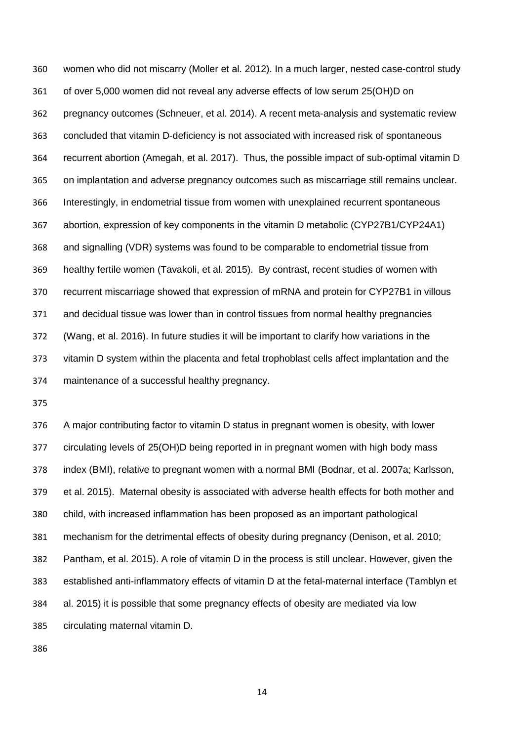women who did not miscarry (Moller et al. 2012). In a much larger, nested case-control study of over 5,000 women did not reveal any adverse effects of low serum 25(OH)D on pregnancy outcomes (Schneuer, et al. 2014). A recent meta-analysis and systematic review concluded that vitamin D-deficiency is not associated with increased risk of spontaneous recurrent abortion (Amegah, et al. 2017). Thus, the possible impact of sub-optimal vitamin D on implantation and adverse pregnancy outcomes such as miscarriage still remains unclear. Interestingly, in endometrial tissue from women with unexplained recurrent spontaneous abortion, expression of key components in the vitamin D metabolic (CYP27B1/CYP24A1) and signalling (VDR) systems was found to be comparable to endometrial tissue from healthy fertile women (Tavakoli, et al. 2015). By contrast, recent studies of women with recurrent miscarriage showed that expression of mRNA and protein for CYP27B1 in villous and decidual tissue was lower than in control tissues from normal healthy pregnancies (Wang, et al. 2016). In future studies it will be important to clarify how variations in the vitamin D system within the placenta and fetal trophoblast cells affect implantation and the maintenance of a successful healthy pregnancy.

A major contributing factor to vitamin D status in pregnant women is obesity, with lower circulating levels of 25(OH)D being reported in in pregnant women with high body mass index (BMI), relative to pregnant women with a normal BMI (Bodnar, et al. 2007a; Karlsson, et al. 2015). Maternal obesity is associated with adverse health effects for both mother and child, with increased inflammation has been proposed as an important pathological mechanism for the detrimental effects of obesity during pregnancy (Denison, et al. 2010; Pantham, et al. 2015). A role of vitamin D in the process is still unclear. However, given the established anti-inflammatory effects of vitamin D at the fetal-maternal interface (Tamblyn et al. 2015) it is possible that some pregnancy effects of obesity are mediated via low circulating maternal vitamin D.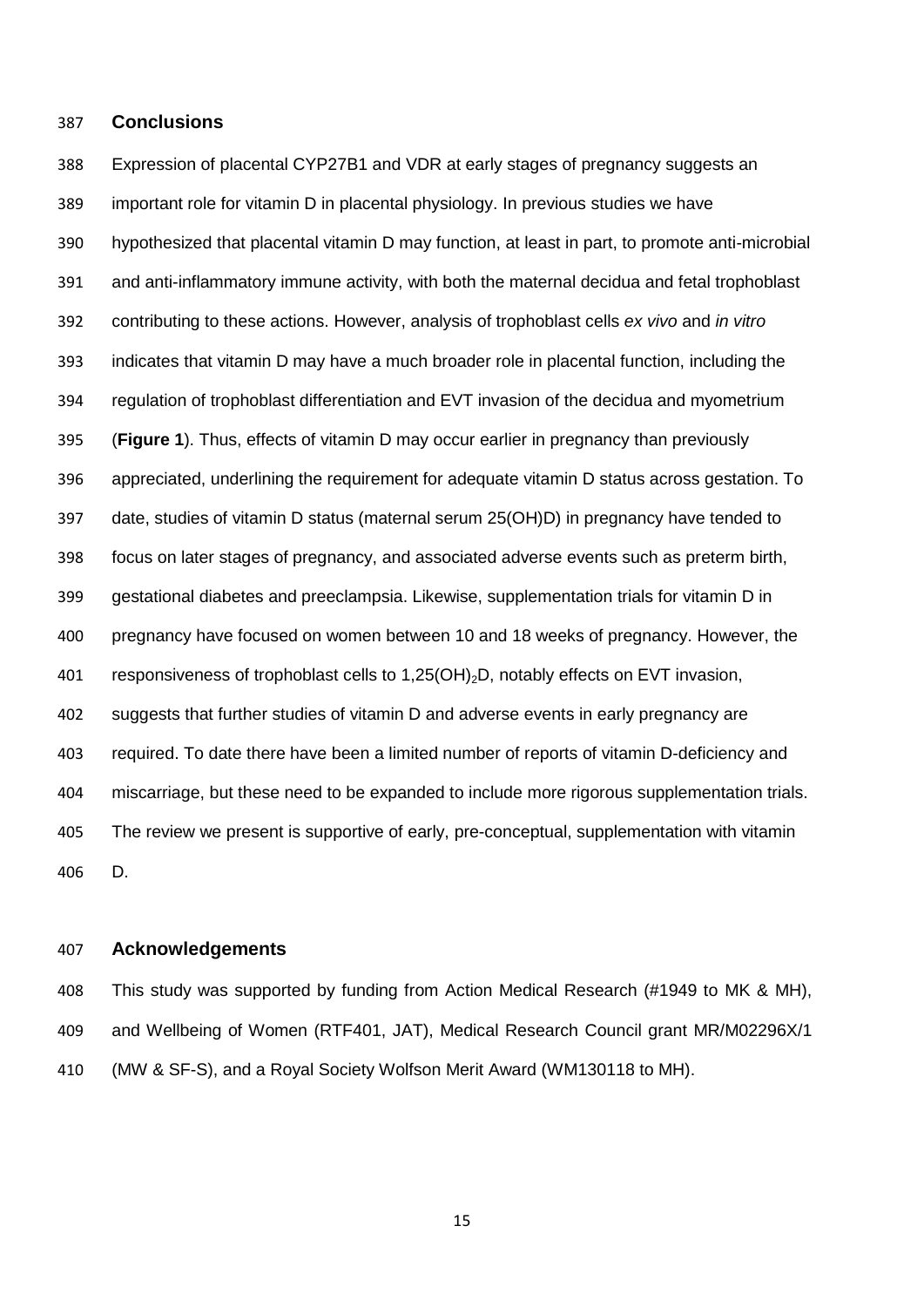## Conclusions

Expression of placental CYP27B1 and VDR at early stages of pregnancy suggests an important role for vitamin D in placental physiology. In previous studies we have hypothesized that placental vitamin D may function, at least in part, to promote anti-microbial and anti-inflammatory immune activity, with both the maternal decidua and fetal trophoblast contributing to these actions. However, analysis of trophoblast cells *ex vivo* and *in vitro* indicates that vitamin D may have a much broader role in placental function, including the regulation of trophoblast differentiation and EVT invasion of the decidua and myometrium (**Figure 1**). Thus, effects of vitamin D may occur earlier in pregnancy than previously appreciated, underlining the requirement for adequate vitamin D status across gestation. To date, studies of vitamin D status (maternal serum 25(OH)D) in pregnancy have tended to focus on later stages of pregnancy, and associated adverse events such as preterm birth, gestational diabetes and preeclampsia. Likewise, supplementation trials for vitamin D in pregnancy have focused on women between 10 and 18 weeks of pregnancy. However, the responsiveness of trophoblast cells to $1,25(OH)_2D$, notably effects on EVT invasion, suggests that further studies of vitamin D and adverse events in early pregnancy are required. To date there have been a limited number of reports of vitamin D-deficiency and miscarriage, but these need to be expanded to include more rigorous supplementation trials. The review we present is supportive of early, pre-conceptual, supplementation with vitamin D.

## Acknowledgements

This study was supported by funding from Action Medical Research (#1949 to MK & MH), and Wellbeing of Women (RTF401, JAT), Medical Research Council grant MR/M02296X/1 (MW & SF-S), and a Royal Society Wolfson Merit Award (WM130118 to MH).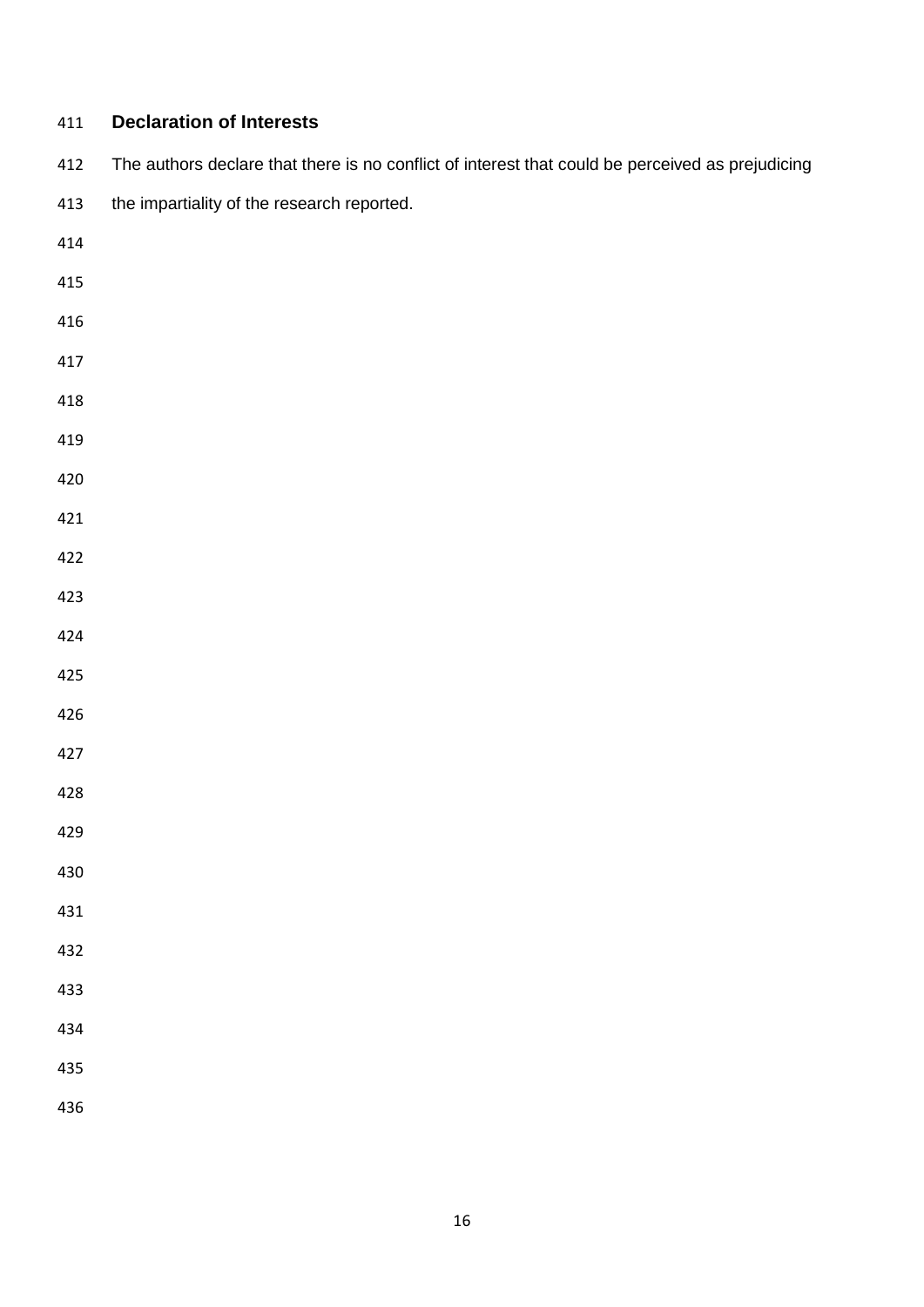## Declaration of Interests

The authors declare that there is no conflict of interest that could be perceived as prejudicing the impartiality of the research reported.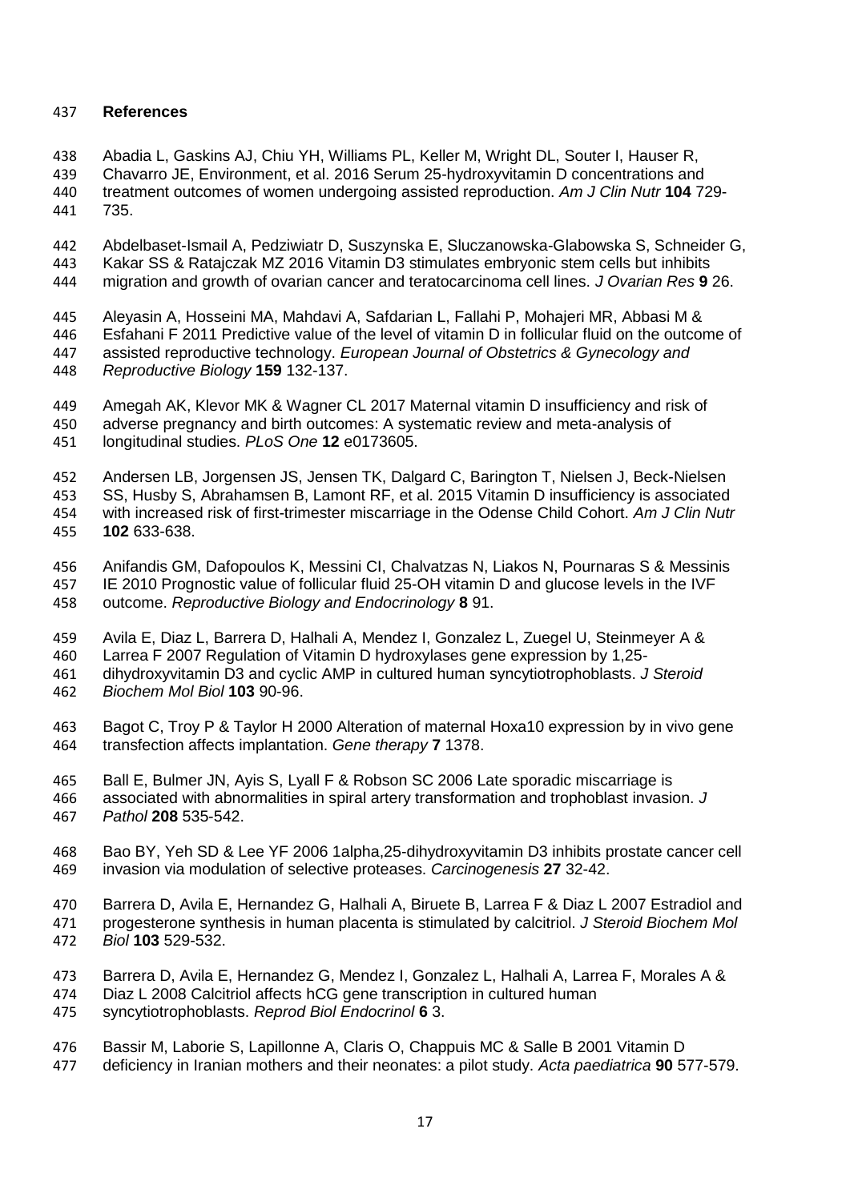## References

Abadia L, Gaskins AJ, Chiu YH, Williams PL, Keller M, Wright DL, Souter I, Hauser R, Chavarro JE, Environment, et al. 2016 Serum 25-hydroxyvitamin D concentrations and treatment outcomes of women undergoing assisted reproduction. *Am J Clin Nutr* **104** 729-735.

Abdelbaset-Ismail A, Pedziwiatr D, Suszynska E, Sluczanowska-Glabowska S, Schneider G, Kakar SS & Ratajczak MZ 2016 Vitamin D3 stimulates embryonic stem cells but inhibits migration and growth of ovarian cancer and teratocarcinoma cell lines. *J Ovarian Res* **9** 26.

Aleyasin A, Hosseini MA, Mahdavi A, Safdarian L, Fallahi P, Mohajeri MR, Abbasi M & Esfahani F 2011 Predictive value of the level of vitamin D in follicular fluid on the outcome of assisted reproductive technology. *European Journal of Obstetrics & Gynecology and Reproductive Biology* **159** 132-137.

Amegah AK, Klevor MK & Wagner CL 2017 Maternal vitamin D insufficiency and risk of adverse pregnancy and birth outcomes: A systematic review and meta-analysis of longitudinal studies. *PLoS One* **12** e0173605.

Andersen LB, Jorgensen JS, Jensen TK, Dalgard C, Barington T, Nielsen J, Beck-Nielsen SS, Husby S, Abrahamsen B, Lamont RF, et al. 2015 Vitamin D insufficiency is associated with increased risk of first-trimester miscarriage in the Odense Child Cohort. *Am J Clin Nutr* **102** 633-638.

Anifandis GM, Dafopoulos K, Messini CI, Chalvatzas N, Liakos N, Pournaras S & Messinis IE 2010 Prognostic value of follicular fluid 25-OH vitamin D and glucose levels in the IVF outcome. *Reproductive Biology and Endocrinology* **8** 91.

Avila E, Diaz L, Barrera D, Halhali A, Mendez I, Gonzalez L, Zuegel U, Steinmeyer A & Larrea F 2007 Regulation of Vitamin D hydroxylases gene expression by 1,25-dihydroxyvitamin D3 and cyclic AMP in cultured human syncytiotrophoblasts. *J Steroid Biochem Mol Biol* **103** 90-96.

Bagot C, Troy P & Taylor H 2000 Alteration of maternal Hoxa10 expression by in vivo gene transfection affects implantation. *Gene therapy* **7** 1378.

Ball E, Bulmer JN, Ayis S, Lyall F & Robson SC 2006 Late sporadic miscarriage is associated with abnormalities in spiral artery transformation and trophoblast invasion. *J Pathol* **208** 535-542.

Bao BY, Yeh SD & Lee YF 2006 1alpha,25-dihydroxyvitamin D3 inhibits prostate cancer cell invasion via modulation of selective proteases. *Carcinogenesis* **27** 32-42.

Barrera D, Avila E, Hernandez G, Halhali A, Biruete B, Larrea F & Diaz L 2007 Estradiol and progesterone synthesis in human placenta is stimulated by calcitriol. *J Steroid Biochem Mol Biol* **103** 529-532.

Barrera D, Avila E, Hernandez G, Mendez I, Gonzalez L, Halhali A, Larrea F, Morales A & Diaz L 2008 Calcitriol affects hCG gene transcription in cultured human syncytiotrophoblasts. *Reprod Biol Endocrinol* **6** 3.

Bassir M, Laborie S, Lapillonne A, Claris O, Chappuis MC & Salle B 2001 Vitamin D deficiency in Iranian mothers and their neonates: a pilot study. *Acta paediatrica* **90** 577-579.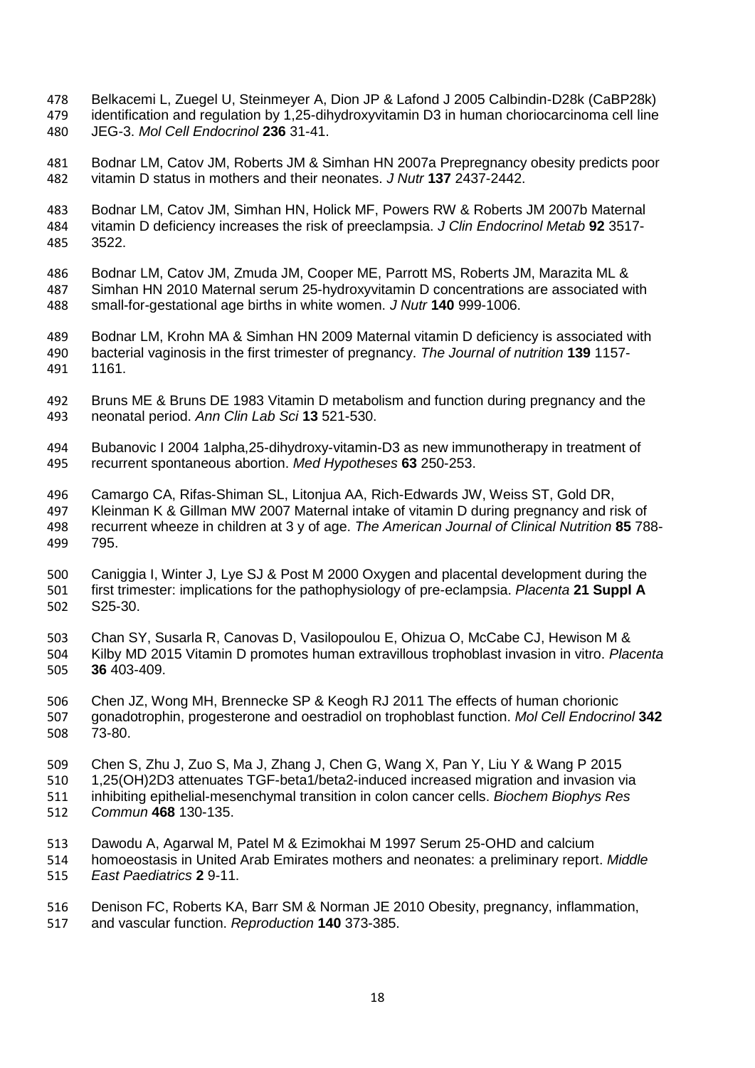Belkacemi L, Zuegel U, Steinmeyer A, Dion JP & Lafond J 2005 Calbindin-D28k (CaBP28k) identification and regulation by 1,25-dihydroxyvitamin D3 in human choriocarcinoma cell line JEG-3. *Mol Cell Endocrinol* **236** 31-41.

Bodnar LM, Catov JM, Roberts JM & Simhan HN 2007a Prepregnancy obesity predicts poor vitamin D status in mothers and their neonates. *J Nutr* **137** 2437-2442.

Bodnar LM, Catov JM, Simhan HN, Holick MF, Powers RW & Roberts JM 2007b Maternal vitamin D deficiency increases the risk of preeclampsia. *J Clin Endocrinol Metab* **92** 3517-3522.

Bodnar LM, Catov JM, Zmuda JM, Cooper ME, Parrott MS, Roberts JM, Marazita ML & Simhan HN 2010 Maternal serum 25-hydroxyvitamin D concentrations are associated with small-for-gestational age births in white women. *J Nutr* **140** 999-1006.

Bodnar LM, Krohn MA & Simhan HN 2009 Maternal vitamin D deficiency is associated with bacterial vaginosis in the first trimester of pregnancy. *The Journal of nutrition* **139** 1157-1161.

Bruns ME & Bruns DE 1983 Vitamin D metabolism and function during pregnancy and the neonatal period. *Ann Clin Lab Sci* **13** 521-530.

Bubanovic I 2004 1alpha,25-dihydroxy-vitamin-D3 as new immunotherapy in treatment of recurrent spontaneous abortion. *Med Hypotheses* **63** 250-253.

Camargo CA, Rifas-Shiman SL, Litonjua AA, Rich-Edwards JW, Weiss ST, Gold DR, Kleinman K & Gillman MW 2007 Maternal intake of vitamin D during pregnancy and risk of recurrent wheeze in children at 3 y of age. *The American Journal of Clinical Nutrition* **85** 788-795.

Caniggia I, Winter J, Lye SJ & Post M 2000 Oxygen and placental development during the first trimester: implications for the pathophysiology of pre-eclampsia. *Placenta* **21 Suppl A** S25-30.

Chan SY, Susarla R, Canovas D, Vasilopoulou E, Ohizua O, McCabe CJ, Hewison M & Kilby MD 2015 Vitamin D promotes human extravillous trophoblast invasion in vitro. *Placenta* **36** 403-409.

Chen JZ, Wong MH, Brennecke SP & Keogh RJ 2011 The effects of human chorionic gonadotrophin, progesterone and oestradiol on trophoblast function. *Mol Cell Endocrinol* **342** 73-80.

Chen S, Zhu J, Zuo S, Ma J, Zhang J, Chen G, Wang X, Pan Y, Liu Y & Wang P 2015 1,25(OH)2D3 attenuates TGF-beta1/beta2-induced increased migration and invasion via inhibiting epithelial-mesenchymal transition in colon cancer cells. *Biochem Biophys Res Commun* **468** 130-135.

Dawodu A, Agarwal M, Patel M & Ezimokhai M 1997 Serum 25-OHD and calcium homoeostasis in United Arab Emirates mothers and neonates: a preliminary report. *Middle East Paediatrics* **2** 9-11.

Denison FC, Roberts KA, Barr SM & Norman JE 2010 Obesity, pregnancy, inflammation, and vascular function. *Reproduction* **140** 373-385.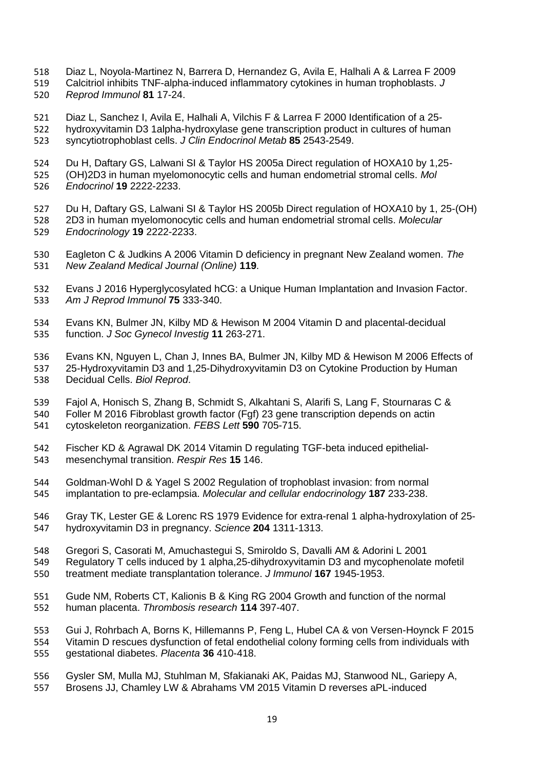Diaz L, Noyola-Martinez N, Barrera D, Hernandez G, Avila E, Halhali A & Larrea F 2009 Calcitriol inhibits TNF-alpha-induced inflammatory cytokines in human trophoblasts. *J Reprod Immunol* **81** 17-24.

Diaz L, Sanchez I, Avila E, Halhali A, Vilchis F & Larrea F 2000 Identification of a 25-hydroxyvitamin D3 1alpha-hydroxylase gene transcription product in cultures of human syncytiotrophoblast cells. *J Clin Endocrinol Metab* **85** 2543-2549.

Du H, Daftary GS, Lalwani SI & Taylor HS 2005a Direct regulation of HOXA10 by 1,25-(OH)2D3 in human myelomonocytic cells and human endometrial stromal cells. *Mol Endocrinol* **19** 2222-2233.

Du H, Daftary GS, Lalwani SI & Taylor HS 2005b Direct regulation of HOXA10 by 1, 25-(OH) 2D3 in human myelomonocytic cells and human endometrial stromal cells. *Molecular Endocrinology* **19** 2222-2233.

Eagleton C & Judkins A 2006 Vitamin D deficiency in pregnant New Zealand women. *The New Zealand Medical Journal (Online)* **119**.

Evans J 2016 Hyperglycosylated hCG: a Unique Human Implantation and Invasion Factor. *Am J Reprod Immunol* **75** 333-340.

Evans KN, Bulmer JN, Kilby MD & Hewison M 2004 Vitamin D and placental-decidual function. *J Soc Gynecol Investig* **11** 263-271.

Evans KN, Nguyen L, Chan J, Innes BA, Bulmer JN, Kilby MD & Hewison M 2006 Effects of 25-Hydroxyvitamin D3 and 1,25-Dihydroxyvitamin D3 on Cytokine Production by Human Decidual Cells. *Biol Reprod*.

Fajol A, Honisch S, Zhang B, Schmidt S, Alkahtani S, Alarifi S, Lang F, Stournaras C & Foller M 2016 Fibroblast growth factor (Fgf) 23 gene transcription depends on actin cytoskeleton reorganization. *FEBS Lett* **590** 705-715.

Fischer KD & Agrawal DK 2014 Vitamin D regulating TGF-beta induced epithelial-mesenchymal transition. *Respir Res* **15** 146.

Goldman-Wohl D & Yagel S 2002 Regulation of trophoblast invasion: from normal implantation to pre-eclampsia. *Molecular and cellular endocrinology* **187** 233-238.

Gray TK, Lester GE & Lorenc RS 1979 Evidence for extra-renal 1 alpha-hydroxylation of 25-hydroxyvitamin D3 in pregnancy. *Science* **204** 1311-1313.

Gregori S, Casorati M, Amuchastegui S, Smiroldo S, Davalli AM & Adorini L 2001 Regulatory T cells induced by 1 alpha,25-dihydroxyvitamin D3 and mycophenolate mofetil treatment mediate transplantation tolerance. *J Immunol* **167** 1945-1953.

Gude NM, Roberts CT, Kalionis B & King RG 2004 Growth and function of the normal human placenta. *Thrombosis research* **114** 397-407.

Gui J, Rohrbach A, Borns K, Hillemanns P, Feng L, Hubel CA & von Versen-Hoynck F 2015 Vitamin D rescues dysfunction of fetal endothelial colony forming cells from individuals with gestational diabetes. *Placenta* **36** 410-418.

Gysler SM, Mulla MJ, Stuhlman M, Sfakianaki AK, Paidas MJ, Stanwood NL, Gariepy A, Brosens JJ, Chamley LW & Abrahams VM 2015 Vitamin D reverses aPL-induced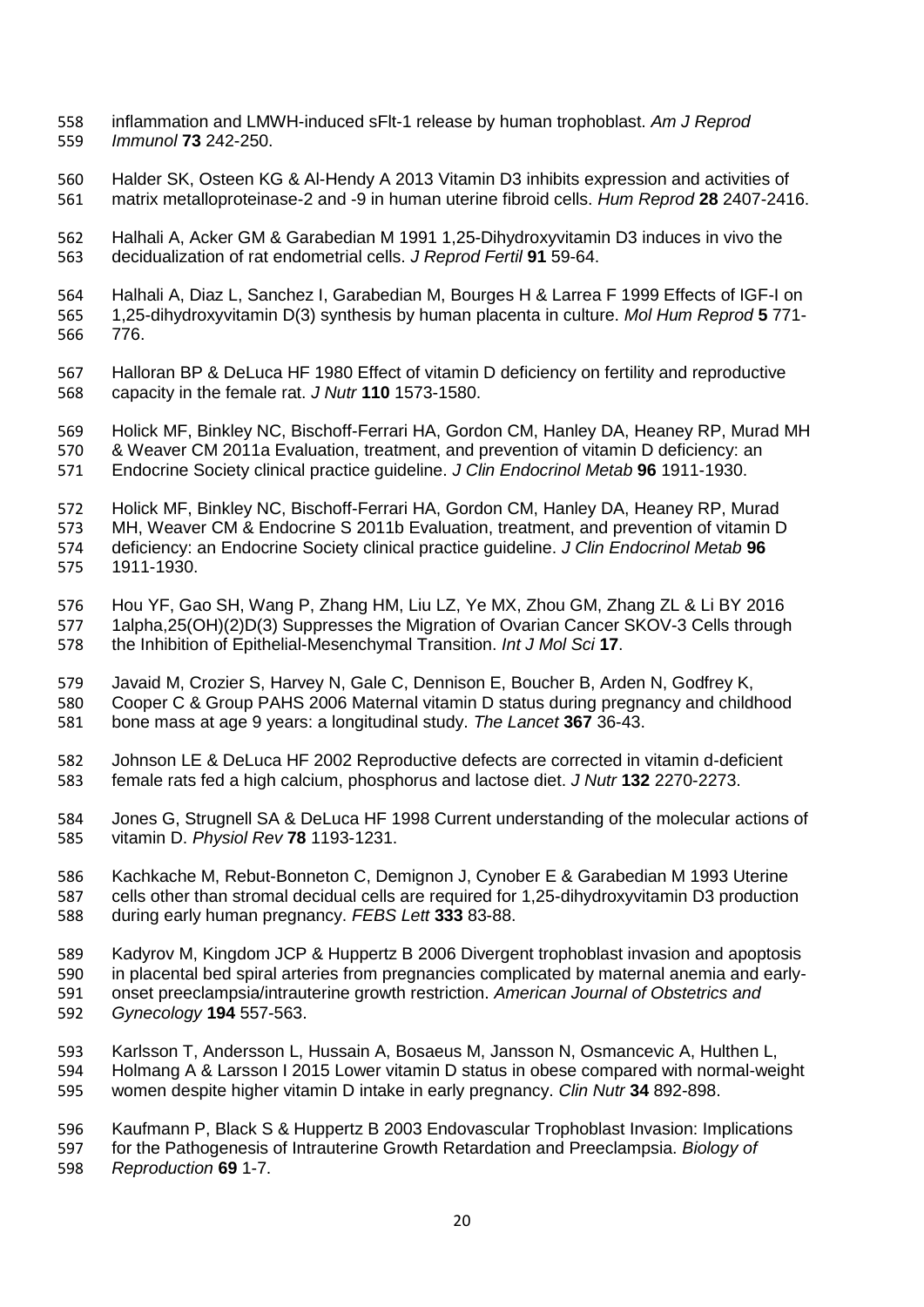inflammation and LMWH-induced sFlt-1 release by human trophoblast. *Am J Reprod Immunol* **73** 242-250.

Halder SK, Osteen KG & Al-Hendy A 2013 Vitamin D3 inhibits expression and activities of matrix metalloproteinase-2 and -9 in human uterine fibroid cells. *Hum Reprod* **28** 2407-2416.

Halhali A, Acker GM & Garabedian M 1991 1,25-Dihydroxyvitamin D3 induces in vivo the decidualization of rat endometrial cells. *J Reprod Fertil* **91** 59-64.

Halhali A, Diaz L, Sanchez I, Garabedian M, Bourges H & Larrea F 1999 Effects of IGF-I on 1,25-dihydroxyvitamin D(3) synthesis by human placenta in culture. *Mol Hum Reprod* **5** 771-776.

Halloran BP & DeLuca HF 1980 Effect of vitamin D deficiency on fertility and reproductive capacity in the female rat. *J Nutr* **110** 1573-1580.

Holick MF, Binkley NC, Bischoff-Ferrari HA, Gordon CM, Hanley DA, Heaney RP, Murad MH & Weaver CM 2011a Evaluation, treatment, and prevention of vitamin D deficiency: an Endocrine Society clinical practice guideline. *J Clin Endocrinol Metab* **96** 1911-1930.

Holick MF, Binkley NC, Bischoff-Ferrari HA, Gordon CM, Hanley DA, Heaney RP, Murad MH, Weaver CM & Endocrine S 2011b Evaluation, treatment, and prevention of vitamin D deficiency: an Endocrine Society clinical practice guideline. *J Clin Endocrinol Metab* **96** 1911-1930.

Hou YF, Gao SH, Wang P, Zhang HM, Liu LZ, Ye MX, Zhou GM, Zhang ZL & Li BY 2016 1alpha,25(OH)(2)D(3) Suppresses the Migration of Ovarian Cancer SKOV-3 Cells through the Inhibition of Epithelial-Mesenchymal Transition. *Int J Mol Sci* **17**.

Javaid M, Crozier S, Harvey N, Gale C, Dennison E, Boucher B, Arden N, Godfrey K, Cooper C & Group PAHS 2006 Maternal vitamin D status during pregnancy and childhood bone mass at age 9 years: a longitudinal study. *The Lancet* **367** 36-43.

Johnson LE & DeLuca HF 2002 Reproductive defects are corrected in vitamin d-deficient female rats fed a high calcium, phosphorus and lactose diet. *J Nutr* **132** 2270-2273.

Jones G, Strugnell SA & DeLuca HF 1998 Current understanding of the molecular actions of vitamin D. *Physiol Rev* **78** 1193-1231.

Kachkache M, Rebut-Bonneton C, Demignon J, Cynober E & Garabedian M 1993 Uterine cells other than stromal decidual cells are required for 1,25-dihydroxyvitamin D3 production during early human pregnancy. *FEBS Lett* **333** 83-88.

Kadyrov M, Kingdom JCP & Huppertz B 2006 Divergent trophoblast invasion and apoptosis in placental bed spiral arteries from pregnancies complicated by maternal anemia and early-onset preeclampsia/intrauterine growth restriction. *American Journal of Obstetrics and Gynecology* **194** 557-563.

Karlsson T, Andersson L, Hussain A, Bosaeus M, Jansson N, Osmancevic A, Hulthen L, Holmang A & Larsson I 2015 Lower vitamin D status in obese compared with normal-weight women despite higher vitamin D intake in early pregnancy. *Clin Nutr* **34** 892-898.

Kaufmann P, Black S & Huppertz B 2003 Endovascular Trophoblast Invasion: Implications for the Pathogenesis of Intrauterine Growth Retardation and Preeclampsia. *Biology of Reproduction* **69** 1-7.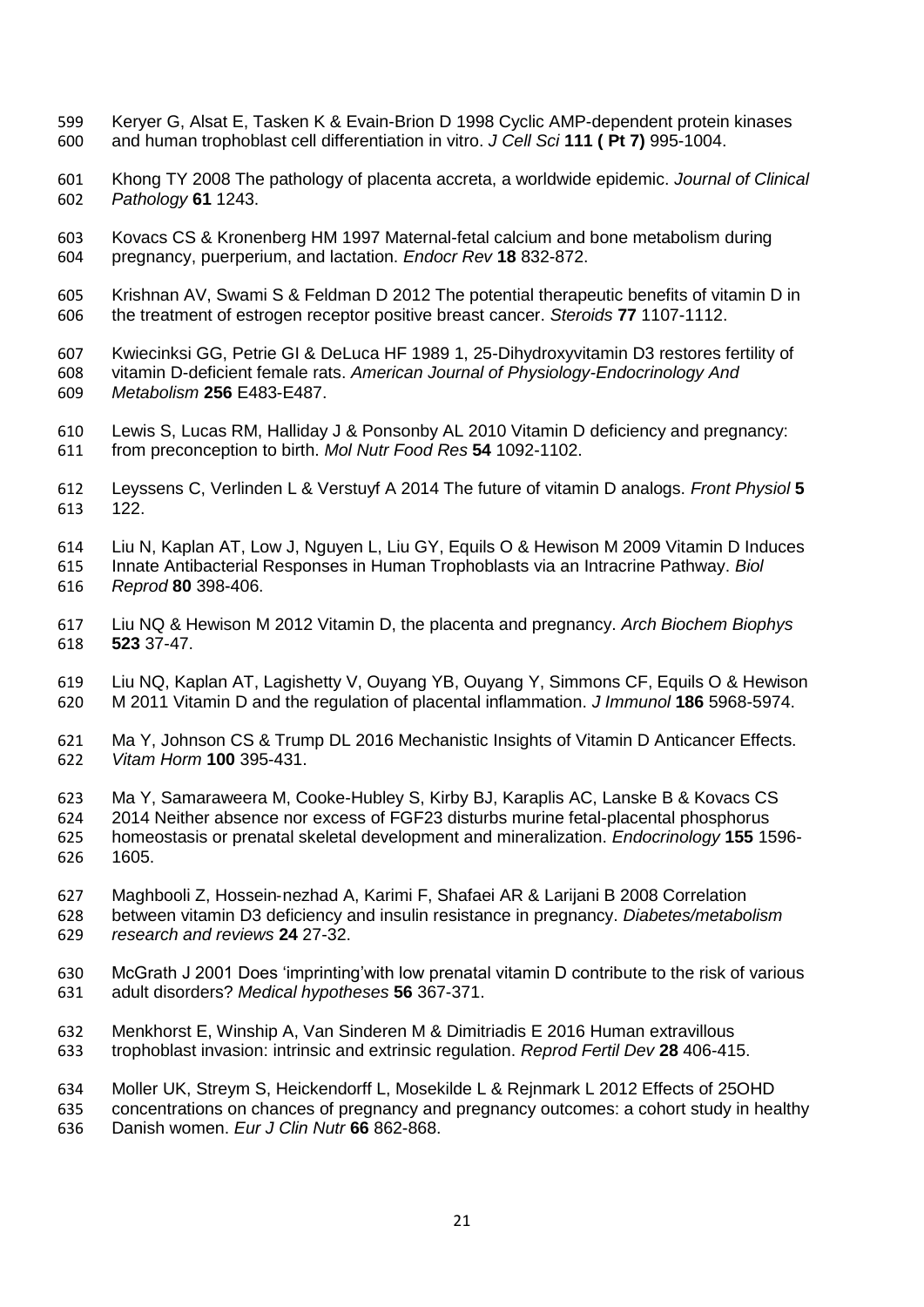Keryer G, Alsat E, Tasken K & Evain-Brion D 1998 Cyclic AMP-dependent protein kinases and human trophoblast cell differentiation in vitro. *J Cell Sci* **111 ( Pt 7)** 995-1004.

Khong TY 2008 The pathology of placenta accreta, a worldwide epidemic. *Journal of Clinical Pathology* **61** 1243.

Kovacs CS & Kronenberg HM 1997 Maternal-fetal calcium and bone metabolism during pregnancy, puerperium, and lactation. *Endocr Rev* **18** 832-872.

Krishnan AV, Swami S & Feldman D 2012 The potential therapeutic benefits of vitamin D in the treatment of estrogen receptor positive breast cancer. *Steroids* **77** 1107-1112.

Kwiecinksi GG, Petrie GI & DeLuca HF 1989 1, 25-Dihydroxyvitamin D3 restores fertility of vitamin D-deficient female rats. *American Journal of Physiology-Endocrinology And Metabolism* **256** E483-E487.

Lewis S, Lucas RM, Halliday J & Ponsonby AL 2010 Vitamin D deficiency and pregnancy: from preconception to birth. *Mol Nutr Food Res* **54** 1092-1102.

Leyssens C, Verlinden L & Verstuyf A 2014 The future of vitamin D analogs. *Front Physiol* **5** 122.

Liu N, Kaplan AT, Low J, Nguyen L, Liu GY, Equils O & Hewison M 2009 Vitamin D Induces Innate Antibacterial Responses in Human Trophoblasts via an Intracrine Pathway. *Biol Reprod* **80** 398-406.

Liu NQ & Hewison M 2012 Vitamin D, the placenta and pregnancy. *Arch Biochem Biophys* **523** 37-47.

Liu NQ, Kaplan AT, Lagishetty V, Ouyang YB, Ouyang Y, Simmons CF, Equils O & Hewison M 2011 Vitamin D and the regulation of placental inflammation. *J Immunol* **186** 5968-5974.

Ma Y, Johnson CS & Trump DL 2016 Mechanistic Insights of Vitamin D Anticancer Effects. *Vitam Horm* **100** 395-431.

Ma Y, Samaraweera M, Cooke-Hubley S, Kirby BJ, Karaplis AC, Lanske B & Kovacs CS 2014 Neither absence nor excess of FGF23 disturbs murine fetal-placental phosphorus homeostasis or prenatal skeletal development and mineralization. *Endocrinology* **155** 1596-1605.

Maghbooli Z, Hossein-nezhad A, Karimi F, Shafaei AR & Larijani B 2008 Correlation between vitamin D3 deficiency and insulin resistance in pregnancy. *Diabetes/metabolism research and reviews* **24** 27-32.

McGrath J 2001 Does 'imprinting'with low prenatal vitamin D contribute to the risk of various adult disorders? *Medical hypotheses* **56** 367-371.

Menkhorst E, Winship A, Van Sinderen M & Dimitriadis E 2016 Human extravillous trophoblast invasion: intrinsic and extrinsic regulation. *Reprod Fertil Dev* **28** 406-415.

Moller UK, Streym S, Heickendorff L, Mosekilde L & Rejnmark L 2012 Effects of 25OHD concentrations on chances of pregnancy and pregnancy outcomes: a cohort study in healthy Danish women. *Eur J Clin Nutr* **66** 862-868.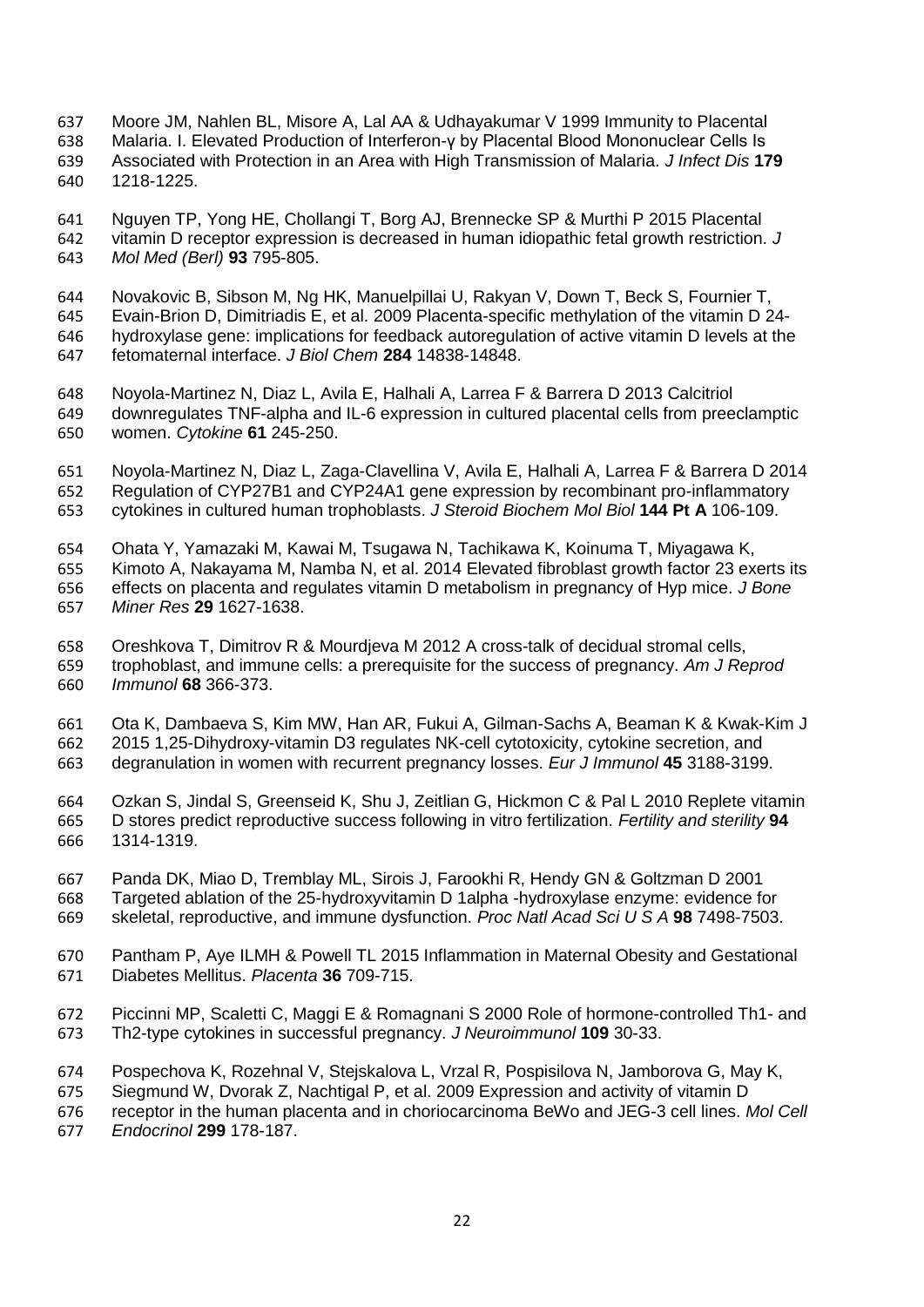Moore JM, Nahlen BL, Misore A, Lal AA & Udhayakumar V 1999 Immunity to Placental Malaria. I. Elevated Production of Interferon-γ by Placental Blood Mononuclear Cells Is Associated with Protection in an Area with High Transmission of Malaria. *J Infect Dis* **179** 1218-1225.

Nguyen TP, Yong HE, Chollangi T, Borg AJ, Brennecke SP & Murthi P 2015 Placental vitamin D receptor expression is decreased in human idiopathic fetal growth restriction. *J Mol Med (Berl)* **93** 795-805.

Novakovic B, Sibson M, Ng HK, Manuelpillai U, Rakyan V, Down T, Beck S, Fournier T, Evain-Brion D, Dimitriadis E, et al. 2009 Placenta-specific methylation of the vitamin D 24-hydroxylase gene: implications for feedback autoregulation of active vitamin D levels at the fetomaternal interface. *J Biol Chem* **284** 14838-14848.

Noyola-Martinez N, Diaz L, Avila E, Halhali A, Larrea F & Barrera D 2013 Calcitriol downregulates TNF-alpha and IL-6 expression in cultured placental cells from preeclamptic women. *Cytokine* **61** 245-250.

Noyola-Martinez N, Diaz L, Zaga-Clavellina V, Avila E, Halhali A, Larrea F & Barrera D 2014 Regulation of CYP27B1 and CYP24A1 gene expression by recombinant pro-inflammatory cytokines in cultured human trophoblasts. *J Steroid Biochem Mol Biol* **144 Pt A** 106-109.

Ohata Y, Yamazaki M, Kawai M, Tsugawa N, Tachikawa K, Koinuma T, Miyagawa K, Kimoto A, Nakayama M, Namba N, et al. 2014 Elevated fibroblast growth factor 23 exerts its effects on placenta and regulates vitamin D metabolism in pregnancy of Hyp mice. *J Bone Miner Res* **29** 1627-1638.

Oreshkova T, Dimitrov R & Mourdjeva M 2012 A cross-talk of decidual stromal cells, trophoblast, and immune cells: a prerequisite for the success of pregnancy. *Am J Reprod Immunol* **68** 366-373.

Ota K, Dambaeva S, Kim MW, Han AR, Fukui A, Gilman-Sachs A, Beaman K & Kwak-Kim J 2015 1,25-Dihydroxy-vitamin D3 regulates NK-cell cytotoxicity, cytokine secretion, and degranulation in women with recurrent pregnancy losses. *Eur J Immunol* **45** 3188-3199.

Ozkan S, Jindal S, Greenseid K, Shu J, Zeitlian G, Hickmon C & Pal L 2010 Replete vitamin D stores predict reproductive success following in vitro fertilization. *Fertility and sterility* **94** 1314-1319.

Panda DK, Miao D, Tremblay ML, Sirois J, Farookhi R, Hendy GN & Goltzman D 2001 Targeted ablation of the 25-hydroxyvitamin D 1alpha -hydroxylase enzyme: evidence for skeletal, reproductive, and immune dysfunction. *Proc Natl Acad Sci U S A* **98** 7498-7503.

Pantham P, Aye ILMH & Powell TL 2015 Inflammation in Maternal Obesity and Gestational Diabetes Mellitus. *Placenta* **36** 709-715.

Piccinni MP, Scaletti C, Maggi E & Romagnani S 2000 Role of hormone-controlled Th1- and Th2-type cytokines in successful pregnancy. *J Neuroimmunol* **109** 30-33.

Pospechova K, Rozehnal V, Stejskalova L, Vrzal R, Pospisilova N, Jamborova G, May K, Siegmund W, Dvorak Z, Nachtigal P, et al. 2009 Expression and activity of vitamin D receptor in the human placenta and in choriocarcinoma BeWo and JEG-3 cell lines. *Mol Cell Endocrinol* **299** 178-187.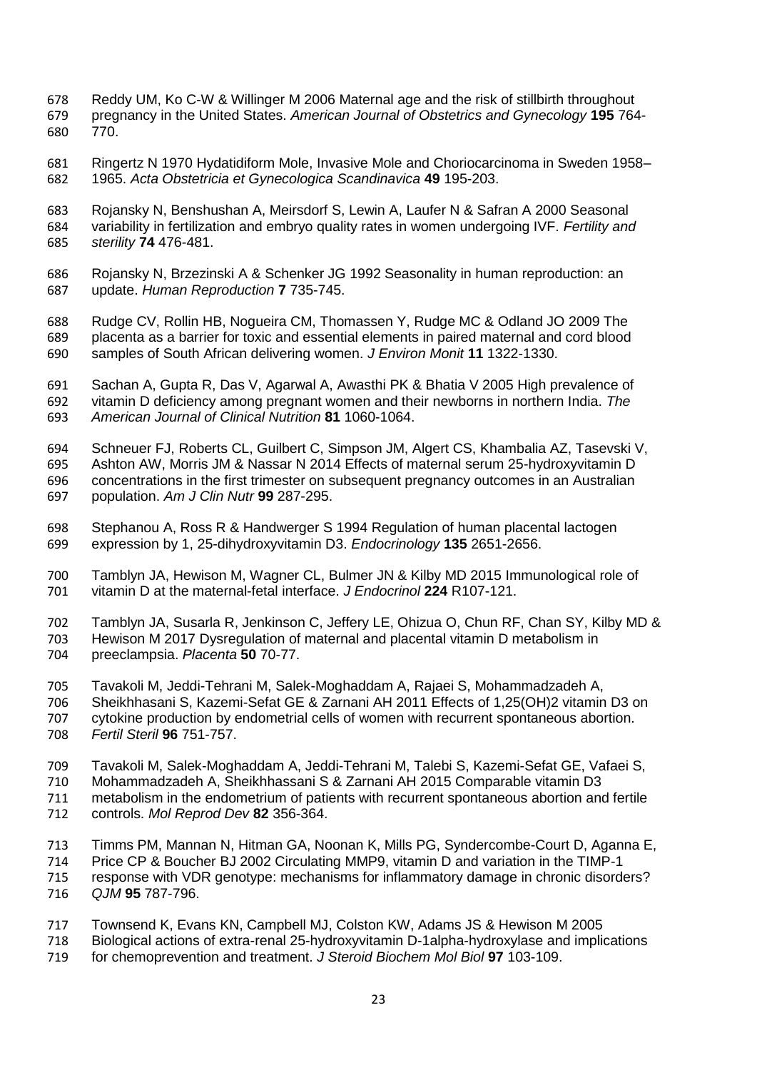Reddy UM, Ko C-W & Willinger M 2006 Maternal age and the risk of stillbirth throughout pregnancy in the United States. *American Journal of Obstetrics and Gynecology* **195** 764-770.

Ringertz N 1970 Hydatidiform Mole, Invasive Mole and Choriocarcinoma in Sweden 1958–1965. *Acta Obstetricia et Gynecologica Scandinavica* **49** 195-203.

Rojansky N, Benshushan A, Meirsdorf S, Lewin A, Laufer N & Safran A 2000 Seasonal variability in fertilization and embryo quality rates in women undergoing IVF. *Fertility and sterility* **74** 476-481.

Rojansky N, Brzezinski A & Schenker JG 1992 Seasonality in human reproduction: an update. *Human Reproduction* **7** 735-745.

Rudge CV, Rollin HB, Nogueira CM, Thomassen Y, Rudge MC & Odland JO 2009 The placenta as a barrier for toxic and essential elements in paired maternal and cord blood samples of South African delivering women. *J Environ Monit* **11** 1322-1330.

Sachan A, Gupta R, Das V, Agarwal A, Awasthi PK & Bhatia V 2005 High prevalence of vitamin D deficiency among pregnant women and their newborns in northern India. *The American Journal of Clinical Nutrition* **81** 1060-1064.

Schneuer FJ, Roberts CL, Guilbert C, Simpson JM, Algert CS, Khambalia AZ, Tasevski V, Ashton AW, Morris JM & Nassar N 2014 Effects of maternal serum 25-hydroxyvitamin D concentrations in the first trimester on subsequent pregnancy outcomes in an Australian population. *Am J Clin Nutr* **99** 287-295.

Stephanou A, Ross R & Handwerger S 1994 Regulation of human placental lactogen expression by 1, 25-dihydroxyvitamin D3. *Endocrinology* **135** 2651-2656.

Tamblyn JA, Hewison M, Wagner CL, Bulmer JN & Kilby MD 2015 Immunological role of vitamin D at the maternal-fetal interface. *J Endocrinol* **224** R107-121.

Tamblyn JA, Susarla R, Jenkinson C, Jeffery LE, Ohizua O, Chun RF, Chan SY, Kilby MD & Hewison M 2017 Dysregulation of maternal and placental vitamin D metabolism in preeclampsia. *Placenta* **50** 70-77.

Tavakoli M, Jeddi-Tehrani M, Salek-Moghaddam A, Rajaei S, Mohammadzadeh A, Sheikhhasani S, Kazemi-Sefat GE & Zarnani AH 2011 Effects of 1,25(OH)2 vitamin D3 on cytokine production by endometrial cells of women with recurrent spontaneous abortion. *Fertil Steril* **96** 751-757.

Tavakoli M, Salek-Moghaddam A, Jeddi-Tehrani M, Talebi S, Kazemi-Sefat GE, Vafaei S, Mohammadzadeh A, Sheikhhassani S & Zarnani AH 2015 Comparable vitamin D3 metabolism in the endometrium of patients with recurrent spontaneous abortion and fertile controls. *Mol Reprod Dev* **82** 356-364.

Timms PM, Mannan N, Hitman GA, Noonan K, Mills PG, Syndercombe-Court D, Aganna E, Price CP & Boucher BJ 2002 Circulating MMP9, vitamin D and variation in the TIMP-1 response with VDR genotype: mechanisms for inflammatory damage in chronic disorders? *QJM* **95** 787-796.

Townsend K, Evans KN, Campbell MJ, Colston KW, Adams JS & Hewison M 2005 Biological actions of extra-renal 25-hydroxyvitamin D-1alpha-hydroxylase and implications for chemoprevention and treatment. *J Steroid Biochem Mol Biol* **97** 103-109.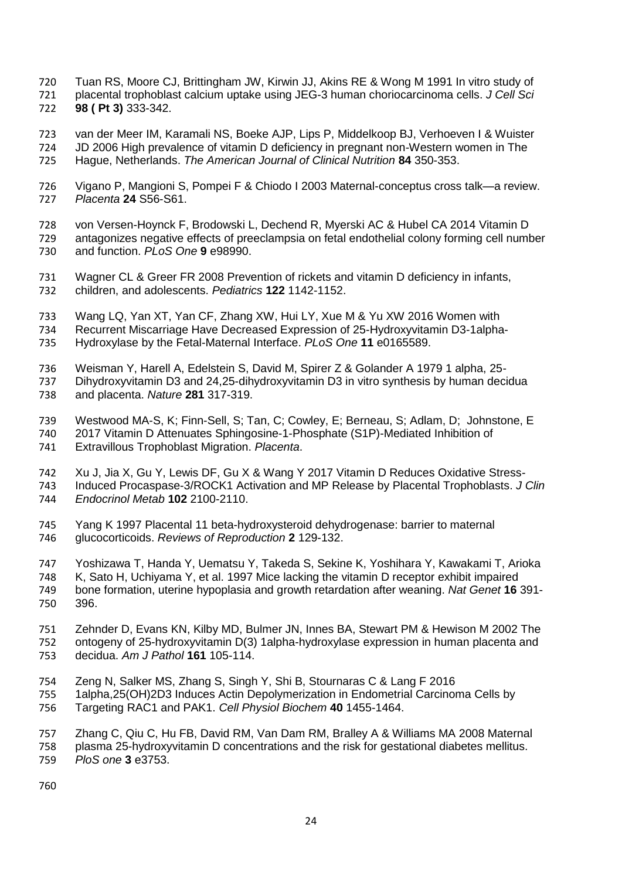Tuan RS, Moore CJ, Brittingham JW, Kirwin JJ, Akins RE & Wong M 1991 In vitro study of placental trophoblast calcium uptake using JEG-3 human choriocarcinoma cells. *J Cell Sci* **98 ( Pt 3)** 333-342.

van der Meer IM, Karamali NS, Boeke AJP, Lips P, Middelkoop BJ, Verhoeven I & Wuister JD 2006 High prevalence of vitamin D deficiency in pregnant non-Western women in The Hague, Netherlands. *The American Journal of Clinical Nutrition* **84** 350-353.

Vigano P, Mangioni S, Pompei F & Chiodo I 2003 Maternal-conceptus cross talk—a review. *Placenta* **24** S56-S61.

von Versen-Hoynck F, Brodowski L, Dechend R, Myerski AC & Hubel CA 2014 Vitamin D antagonizes negative effects of preeclampsia on fetal endothelial colony forming cell number and function. *PLoS One* **9** e98990.

Wagner CL & Greer FR 2008 Prevention of rickets and vitamin D deficiency in infants, children, and adolescents. *Pediatrics* **122** 1142-1152.

Wang LQ, Yan XT, Yan CF, Zhang XW, Hui LY, Xue M & Yu XW 2016 Women with Recurrent Miscarriage Have Decreased Expression of 25-Hydroxyvitamin D3-1alpha-Hydroxylase by the Fetal-Maternal Interface. *PLoS One* **11** e0165589.

Weisman Y, Harell A, Edelstein S, David M, Spirer Z & Golander A 1979 1 alpha, 25-Dihydroxyvitamin D3 and 24,25-dihydroxyvitamin D3 in vitro synthesis by human decidua and placenta. *Nature* **281** 317-319.

Westwood MA-S, K; Finn-Sell, S; Tan, C; Cowley, E; Berneau, S; Adlam, D; Johnstone, E 2017 Vitamin D Attenuates Sphingosine-1-Phosphate (S1P)-Mediated Inhibition of Extravillous Trophoblast Migration. *Placenta*.

Xu J, Jia X, Gu Y, Lewis DF, Gu X & Wang Y 2017 Vitamin D Reduces Oxidative Stress-Induced Procaspase-3/ROCK1 Activation and MP Release by Placental Trophoblasts. *J Clin Endocrinol Metab* **102** 2100-2110.

Yang K 1997 Placental 11 beta-hydroxysteroid dehydrogenase: barrier to maternal glucocorticoids. *Reviews of Reproduction* **2** 129-132.

Yoshizawa T, Handa Y, Uematsu Y, Takeda S, Sekine K, Yoshihara Y, Kawakami T, Arioka K, Sato H, Uchiyama Y, et al. 1997 Mice lacking the vitamin D receptor exhibit impaired bone formation, uterine hypoplasia and growth retardation after weaning. *Nat Genet* **16** 391-396.

Zehnder D, Evans KN, Kilby MD, Bulmer JN, Innes BA, Stewart PM & Hewison M 2002 The ontogeny of 25-hydroxyvitamin D(3) 1alpha-hydroxylase expression in human placenta and decidua. *Am J Pathol* **161** 105-114.

Zeng N, Salker MS, Zhang S, Singh Y, Shi B, Stournaras C & Lang F 2016 1alpha,25(OH)2D3 Induces Actin Depolymerization in Endometrial Carcinoma Cells by Targeting RAC1 and PAK1. *Cell Physiol Biochem* **40** 1455-1464.

Zhang C, Qiu C, Hu FB, David RM, Van Dam RM, Bralley A & Williams MA 2008 Maternal plasma 25-hydroxyvitamin D concentrations and the risk for gestational diabetes mellitus. *PloS one* **3** e3753.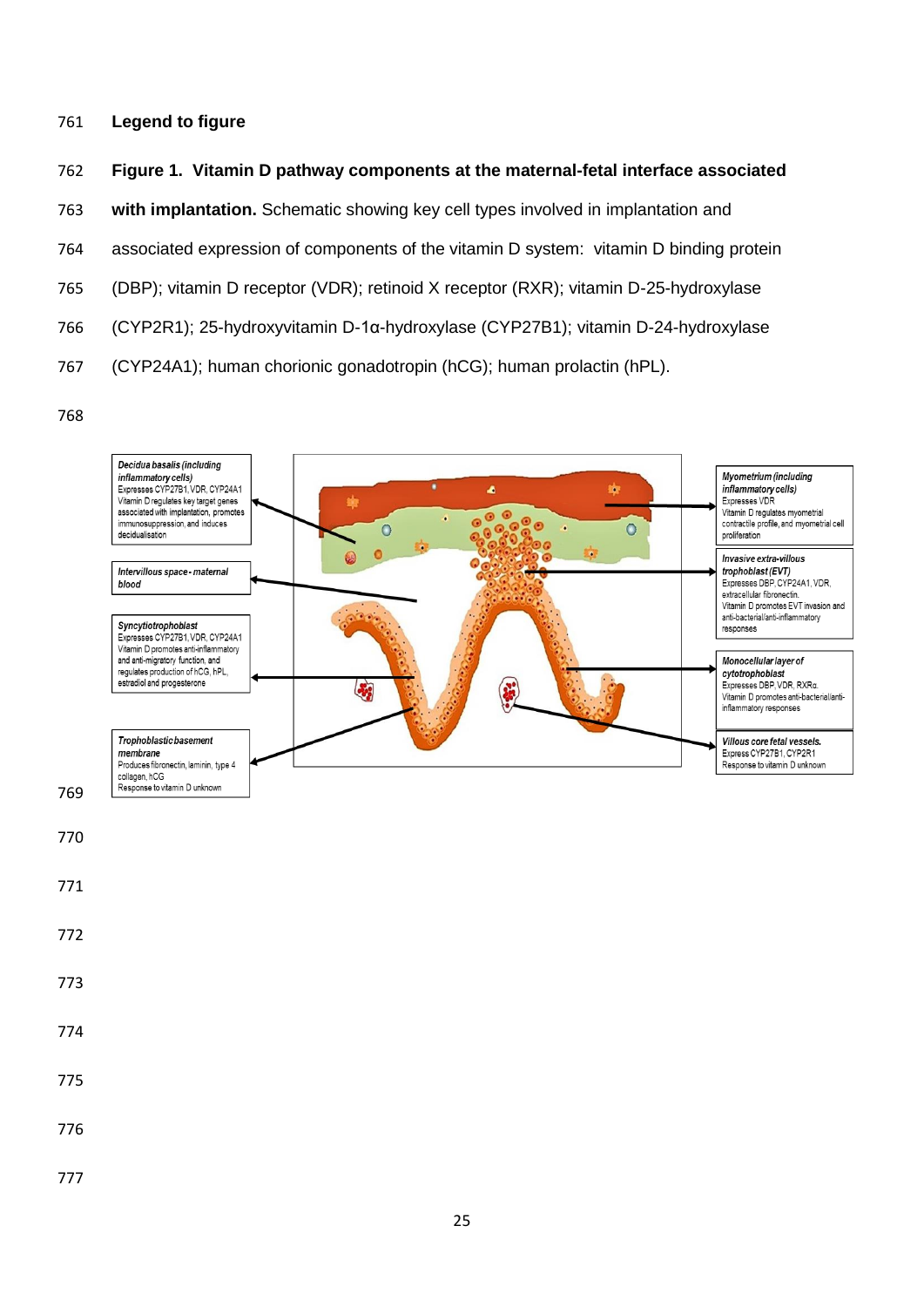**Legend to figure**

**Figure 1. Vitamin D pathway components at the maternal-fetal interface associated with implantation.** Schematic showing key cell types involved in implantation and associated expression of components of the vitamin D system: vitamin D binding protein (DBP); vitamin D receptor (VDR); retinoid X receptor (RXR); vitamin D-25-hydroxylase (CYP2R1); 25-hydroxyvitamin D-1α-hydroxylase (CYP27B1); vitamin D-24-hydroxylase (CYP24A1); human chorionic gonadotropin (hCG); human prolactin (hPL).

*Decidua basalis (including inflammatory cells)*
Expresses CYP27B1, VDR, CYP24A1
Vitamin D regulates key target genes associated with implantation, promotes immunosuppression, and induces decidualisation

*Intervillous space - maternal blood*

*Syncytiotrophoblast*
Expresses CYP27B1, VDR, CYP24A1
Vitamin D promotes anti-inflammatory and anti-migratory function, and regulates production of hCG, hPL, estradiol and progesterone

*Trophoblastic basement membrane*
Produces fibronectin, laminin, type 4 collagen, hCG
Response to vitamin D unknown

*Myometrium (including inflammatory cells)*
Expresses VDR
Vitamin D regulates myometrial contractile profile, and myometrial cell proliferation

*Invasive extra-villous trophoblast (EVT)*
Expresses DBP, CYP24A1, VDR, extracellular fibronectin.
Vitamin D promotes EVT invasion and anti-bacterial/anti-inflammatory responses

*Monocellular layer of cytotrophoblast*
Expresses DBP, VDR, RXRα.
Vitamin D promotes anti-bacterial/anti-inflammatory responses

*Villous core fetal vessels.*
Express CYP27B1, CYP2R1
Response to vitamin D unknown